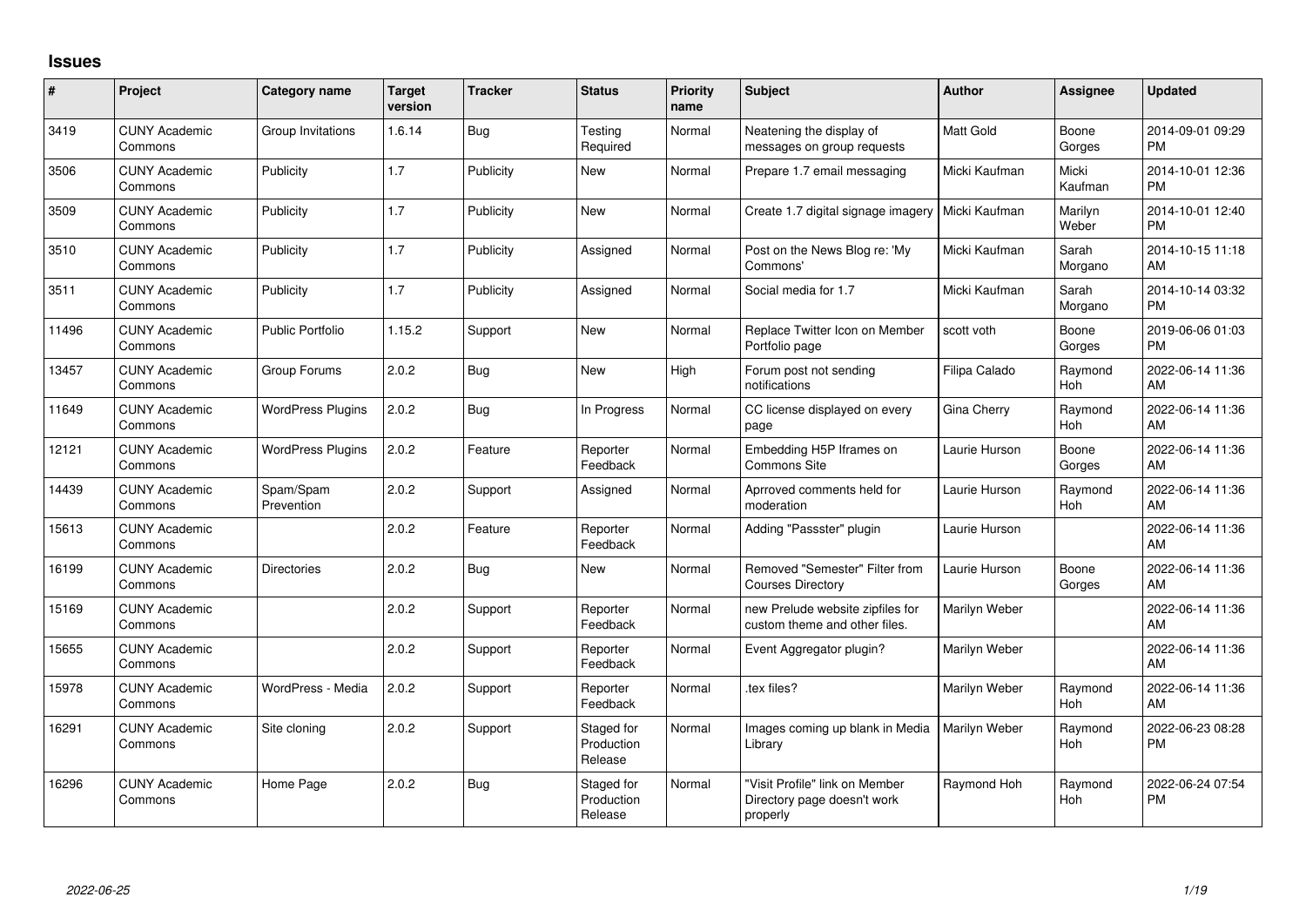## Issues

| # | Project | Category name | Target version | Tracker | Status | Priority name | Subject | Author | Assignee | Updated |
|---|---|---|---|---|---|---|---|---|---|---|
| 3419 | CUNY Academic Commons | Group Invitations | 1.6.14 | Bug | Testing Required | Normal | Neatening the display of messages on group requests | Matt Gold | Boone Gorges | 2014-09-01 09:29 PM |
| 3506 | CUNY Academic Commons | Publicity | 1.7 | Publicity | New | Normal | Prepare 1.7 email messaging | Micki Kaufman | Micki Kaufman | 2014-10-01 12:36 PM |
| 3509 | CUNY Academic Commons | Publicity | 1.7 | Publicity | New | Normal | Create 1.7 digital signage imagery | Micki Kaufman | Marilyn Weber | 2014-10-01 12:40 PM |
| 3510 | CUNY Academic Commons | Publicity | 1.7 | Publicity | Assigned | Normal | Post on the News Blog re: 'My Commons' | Micki Kaufman | Sarah Morgano | 2014-10-15 11:18 AM |
| 3511 | CUNY Academic Commons | Publicity | 1.7 | Publicity | Assigned | Normal | Social media for 1.7 | Micki Kaufman | Sarah Morgano | 2014-10-14 03:32 PM |
| 11496 | CUNY Academic Commons | Public Portfolio | 1.15.2 | Support | New | Normal | Replace Twitter Icon on Member Portfolio page | scott voth | Boone Gorges | 2019-06-06 01:03 PM |
| 13457 | CUNY Academic Commons | Group Forums | 2.0.2 | Bug | New | High | Forum post not sending notifications | Filipa Calado | Raymond Hoh | 2022-06-14 11:36 AM |
| 11649 | CUNY Academic Commons | WordPress Plugins | 2.0.2 | Bug | In Progress | Normal | CC license displayed on every page | Gina Cherry | Raymond Hoh | 2022-06-14 11:36 AM |
| 12121 | CUNY Academic Commons | WordPress Plugins | 2.0.2 | Feature | Reporter Feedback | Normal | Embedding H5P Iframes on Commons Site | Laurie Hurson | Boone Gorges | 2022-06-14 11:36 AM |
| 14439 | CUNY Academic Commons | Spam/Spam Prevention | 2.0.2 | Support | Assigned | Normal | Aprroved comments held for moderation | Laurie Hurson | Raymond Hoh | 2022-06-14 11:36 AM |
| 15613 | CUNY Academic Commons | | 2.0.2 | Feature | Reporter Feedback | Normal | Adding "Passster" plugin | Laurie Hurson | | 2022-06-14 11:36 AM |
| 16199 | CUNY Academic Commons | Directories | 2.0.2 | Bug | New | Normal | Removed "Semester" Filter from Courses Directory | Laurie Hurson | Boone Gorges | 2022-06-14 11:36 AM |
| 15169 | CUNY Academic Commons | | 2.0.2 | Support | Reporter Feedback | Normal | new Prelude website zipfiles for custom theme and other files. | Marilyn Weber | | 2022-06-14 11:36 AM |
| 15655 | CUNY Academic Commons | | 2.0.2 | Support | Reporter Feedback | Normal | Event Aggregator plugin? | Marilyn Weber | | 2022-06-14 11:36 AM |
| 15978 | CUNY Academic Commons | WordPress - Media | 2.0.2 | Support | Reporter Feedback | Normal | .tex files? | Marilyn Weber | Raymond Hoh | 2022-06-14 11:36 AM |
| 16291 | CUNY Academic Commons | Site cloning | 2.0.2 | Support | Staged for Production Release | Normal | Images coming up blank in Media Library | Marilyn Weber | Raymond Hoh | 2022-06-23 08:28 PM |
| 16296 | CUNY Academic Commons | Home Page | 2.0.2 | Bug | Staged for Production Release | Normal | "Visit Profile" link on Member Directory page doesn't work properly | Raymond Hoh | Raymond Hoh | 2022-06-24 07:54 PM |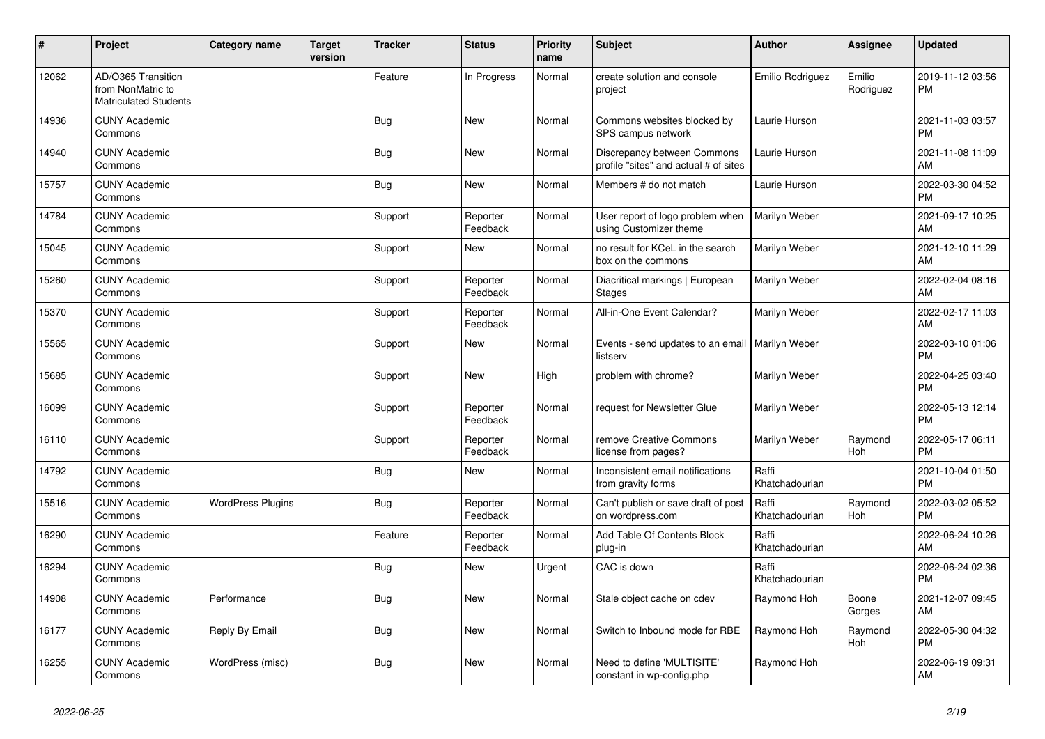| # | Project | Category name | Target version | Tracker | Status | Priority name | Subject | Author | Assignee | Updated |
|---|---|---|---|---|---|---|---|---|---|---|
| 12062 | AD/O365 Transition from NonMatric to Matriculated Students | | | Feature | In Progress | Normal | create solution and console project | Emilio Rodriguez | Emilio Rodriguez | 2019-11-12 03:56 PM |
| 14936 | CUNY Academic Commons | | | Bug | New | Normal | Commons websites blocked by SPS campus network | Laurie Hurson | | 2021-11-03 03:57 PM |
| 14940 | CUNY Academic Commons | | | Bug | New | Normal | Discrepancy between Commons profile "sites" and actual # of sites | Laurie Hurson | | 2021-11-08 11:09 AM |
| 15757 | CUNY Academic Commons | | | Bug | New | Normal | Members # do not match | Laurie Hurson | | 2022-03-30 04:52 PM |
| 14784 | CUNY Academic Commons | | | Support | Reporter Feedback | Normal | User report of logo problem when using Customizer theme | Marilyn Weber | | 2021-09-17 10:25 AM |
| 15045 | CUNY Academic Commons | | | Support | New | Normal | no result for KCeL in the search box on the commons | Marilyn Weber | | 2021-12-10 11:29 AM |
| 15260 | CUNY Academic Commons | | | Support | Reporter Feedback | Normal | Diacritical markings \| European Stages | Marilyn Weber | | 2022-02-04 08:16 AM |
| 15370 | CUNY Academic Commons | | | Support | Reporter Feedback | Normal | All-in-One Event Calendar? | Marilyn Weber | | 2022-02-17 11:03 AM |
| 15565 | CUNY Academic Commons | | | Support | New | Normal | Events - send updates to an email listserv | Marilyn Weber | | 2022-03-10 01:06 PM |
| 15685 | CUNY Academic Commons | | | Support | New | High | problem with chrome? | Marilyn Weber | | 2022-04-25 03:40 PM |
| 16099 | CUNY Academic Commons | | | Support | Reporter Feedback | Normal | request for Newsletter Glue | Marilyn Weber | | 2022-05-13 12:14 PM |
| 16110 | CUNY Academic Commons | | | Support | Reporter Feedback | Normal | remove Creative Commons license from pages? | Marilyn Weber | Raymond Hoh | 2022-05-17 06:11 PM |
| 14792 | CUNY Academic Commons | | | Bug | New | Normal | Inconsistent email notifications from gravity forms | Raffi Khatchadourian | | 2021-10-04 01:50 PM |
| 15516 | CUNY Academic Commons | WordPress Plugins | | Bug | Reporter Feedback | Normal | Can't publish or save draft of post on wordpress.com | Raffi Khatchadourian | Raymond Hoh | 2022-03-02 05:52 PM |
| 16290 | CUNY Academic Commons | | | Feature | Reporter Feedback | Normal | Add Table Of Contents Block plug-in | Raffi Khatchadourian | | 2022-06-24 10:26 AM |
| 16294 | CUNY Academic Commons | | | Bug | New | Urgent | CAC is down | Raffi Khatchadourian | | 2022-06-24 02:36 PM |
| 14908 | CUNY Academic Commons | Performance | | Bug | New | Normal | Stale object cache on cdev | Raymond Hoh | Boone Gorges | 2021-12-07 09:45 AM |
| 16177 | CUNY Academic Commons | Reply By Email | | Bug | New | Normal | Switch to Inbound mode for RBE | Raymond Hoh | Raymond Hoh | 2022-05-30 04:32 PM |
| 16255 | CUNY Academic Commons | WordPress (misc) | | Bug | New | Normal | Need to define 'MULTISITE' constant in wp-config.php | Raymond Hoh | | 2022-06-19 09:31 AM |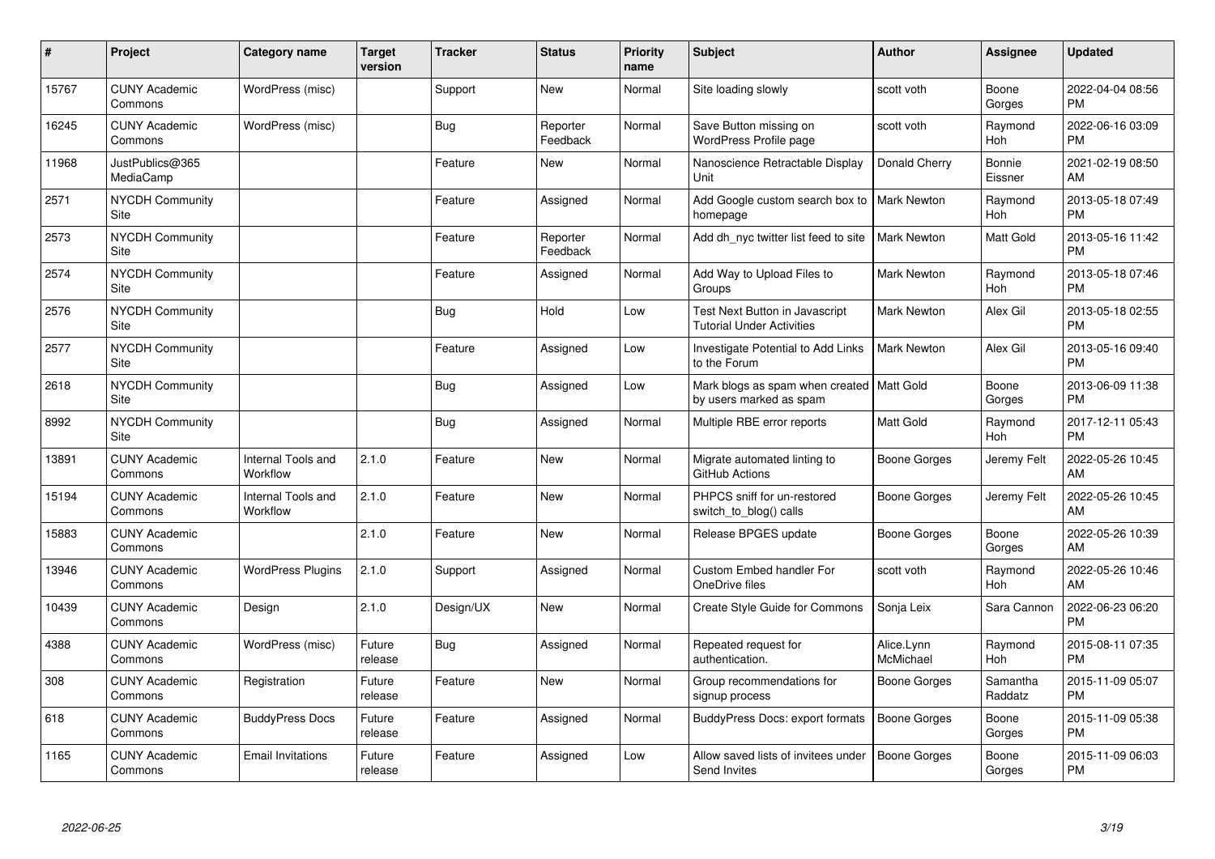| # | Project | Category name | Target version | Tracker | Status | Priority name | Subject | Author | Assignee | Updated |
|---|---|---|---|---|---|---|---|---|---|---|
| 15767 | CUNY Academic Commons | WordPress (misc) | | Support | New | Normal | Site loading slowly | scott voth | Boone Gorges | 2022-04-04 08:56 PM |
| 16245 | CUNY Academic Commons | WordPress (misc) | | Bug | Reporter Feedback | Normal | Save Button missing on WordPress Profile page | scott voth | Raymond Hoh | 2022-06-16 03:09 PM |
| 11968 | JustPublics@365 MediaCamp | | | Feature | New | Normal | Nanoscience Retractable Display Unit | Donald Cherry | Bonnie Eissner | 2021-02-19 08:50 AM |
| 2571 | NYCDH Community Site | | | Feature | Assigned | Normal | Add Google custom search box to homepage | Mark Newton | Raymond Hoh | 2013-05-18 07:49 PM |
| 2573 | NYCDH Community Site | | | Feature | Reporter Feedback | Normal | Add dh_nyc twitter list feed to site | Mark Newton | Matt Gold | 2013-05-16 11:42 PM |
| 2574 | NYCDH Community Site | | | Feature | Assigned | Normal | Add Way to Upload Files to Groups | Mark Newton | Raymond Hoh | 2013-05-18 07:46 PM |
| 2576 | NYCDH Community Site | | | Bug | Hold | Low | Test Next Button in Javascript Tutorial Under Activities | Mark Newton | Alex Gil | 2013-05-18 02:55 PM |
| 2577 | NYCDH Community Site | | | Feature | Assigned | Low | Investigate Potential to Add Links to the Forum | Mark Newton | Alex Gil | 2013-05-16 09:40 PM |
| 2618 | NYCDH Community Site | | | Bug | Assigned | Low | Mark blogs as spam when created by users marked as spam | Matt Gold | Boone Gorges | 2013-06-09 11:38 PM |
| 8992 | NYCDH Community Site | | | Bug | Assigned | Normal | Multiple RBE error reports | Matt Gold | Raymond Hoh | 2017-12-11 05:43 PM |
| 13891 | CUNY Academic Commons | Internal Tools and Workflow | 2.1.0 | Feature | New | Normal | Migrate automated linting to GitHub Actions | Boone Gorges | Jeremy Felt | 2022-05-26 10:45 AM |
| 15194 | CUNY Academic Commons | Internal Tools and Workflow | 2.1.0 | Feature | New | Normal | PHPCS sniff for un-restored switch_to_blog() calls | Boone Gorges | Jeremy Felt | 2022-05-26 10:45 AM |
| 15883 | CUNY Academic Commons | | 2.1.0 | Feature | New | Normal | Release BPGES update | Boone Gorges | Boone Gorges | 2022-05-26 10:39 AM |
| 13946 | CUNY Academic Commons | WordPress Plugins | 2.1.0 | Support | Assigned | Normal | Custom Embed handler For OneDrive files | scott voth | Raymond Hoh | 2022-05-26 10:46 AM |
| 10439 | CUNY Academic Commons | Design | 2.1.0 | Design/UX | New | Normal | Create Style Guide for Commons | Sonja Leix | Sara Cannon | 2022-06-23 06:20 PM |
| 4388 | CUNY Academic Commons | WordPress (misc) | Future release | Bug | Assigned | Normal | Repeated request for authentication. | Alice.Lynn McMichael | Raymond Hoh | 2015-08-11 07:35 PM |
| 308 | CUNY Academic Commons | Registration | Future release | Feature | New | Normal | Group recommendations for signup process | Boone Gorges | Samantha Raddatz | 2015-11-09 05:07 PM |
| 618 | CUNY Academic Commons | BuddyPress Docs | Future release | Feature | Assigned | Normal | BuddyPress Docs: export formats | Boone Gorges | Boone Gorges | 2015-11-09 05:38 PM |
| 1165 | CUNY Academic Commons | Email Invitations | Future release | Feature | Assigned | Low | Allow saved lists of invitees under Send Invites | Boone Gorges | Boone Gorges | 2015-11-09 06:03 PM |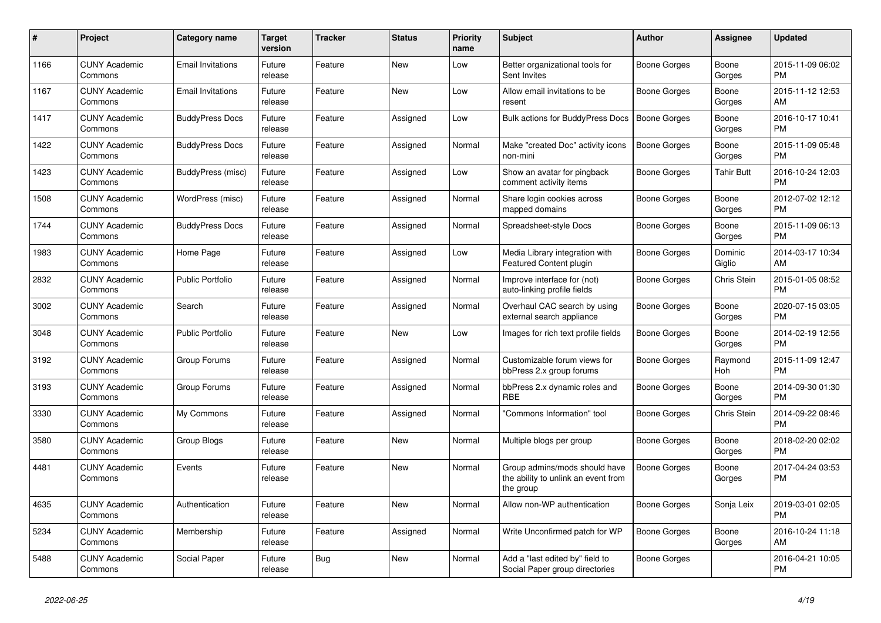| # | Project | Category name | Target version | Tracker | Status | Priority name | Subject | Author | Assignee | Updated |
|---|---|---|---|---|---|---|---|---|---|---|
| 1166 | CUNY Academic Commons | Email Invitations | Future release | Feature | New | Low | Better organizational tools for Sent Invites | Boone Gorges | Boone Gorges | 2015-11-09 06:02 PM |
| 1167 | CUNY Academic Commons | Email Invitations | Future release | Feature | New | Low | Allow email invitations to be resent | Boone Gorges | Boone Gorges | 2015-11-12 12:53 AM |
| 1417 | CUNY Academic Commons | BuddyPress Docs | Future release | Feature | Assigned | Low | Bulk actions for BuddyPress Docs | Boone Gorges | Boone Gorges | 2016-10-17 10:41 PM |
| 1422 | CUNY Academic Commons | BuddyPress Docs | Future release | Feature | Assigned | Normal | Make "created Doc" activity icons non-mini | Boone Gorges | Boone Gorges | 2015-11-09 05:48 PM |
| 1423 | CUNY Academic Commons | BuddyPress (misc) | Future release | Feature | Assigned | Low | Show an avatar for pingback comment activity items | Boone Gorges | Tahir Butt | 2016-10-24 12:03 PM |
| 1508 | CUNY Academic Commons | WordPress (misc) | Future release | Feature | Assigned | Normal | Share login cookies across mapped domains | Boone Gorges | Boone Gorges | 2012-07-02 12:12 PM |
| 1744 | CUNY Academic Commons | BuddyPress Docs | Future release | Feature | Assigned | Normal | Spreadsheet-style Docs | Boone Gorges | Boone Gorges | 2015-11-09 06:13 PM |
| 1983 | CUNY Academic Commons | Home Page | Future release | Feature | Assigned | Low | Media Library integration with Featured Content plugin | Boone Gorges | Dominic Giglio | 2014-03-17 10:34 AM |
| 2832 | CUNY Academic Commons | Public Portfolio | Future release | Feature | Assigned | Normal | Improve interface for (not) auto-linking profile fields | Boone Gorges | Chris Stein | 2015-01-05 08:52 PM |
| 3002 | CUNY Academic Commons | Search | Future release | Feature | Assigned | Normal | Overhaul CAC search by using external search appliance | Boone Gorges | Boone Gorges | 2020-07-15 03:05 PM |
| 3048 | CUNY Academic Commons | Public Portfolio | Future release | Feature | New | Low | Images for rich text profile fields | Boone Gorges | Boone Gorges | 2014-02-19 12:56 PM |
| 3192 | CUNY Academic Commons | Group Forums | Future release | Feature | Assigned | Normal | Customizable forum views for bbPress 2.x group forums | Boone Gorges | Raymond Hoh | 2015-11-09 12:47 PM |
| 3193 | CUNY Academic Commons | Group Forums | Future release | Feature | Assigned | Normal | bbPress 2.x dynamic roles and RBE | Boone Gorges | Boone Gorges | 2014-09-30 01:30 PM |
| 3330 | CUNY Academic Commons | My Commons | Future release | Feature | Assigned | Normal | "Commons Information" tool | Boone Gorges | Chris Stein | 2014-09-22 08:46 PM |
| 3580 | CUNY Academic Commons | Group Blogs | Future release | Feature | New | Normal | Multiple blogs per group | Boone Gorges | Boone Gorges | 2018-02-20 02:02 PM |
| 4481 | CUNY Academic Commons | Events | Future release | Feature | New | Normal | Group admins/mods should have the ability to unlink an event from the group | Boone Gorges | Boone Gorges | 2017-04-24 03:53 PM |
| 4635 | CUNY Academic Commons | Authentication | Future release | Feature | New | Normal | Allow non-WP authentication | Boone Gorges | Sonja Leix | 2019-03-01 02:05 PM |
| 5234 | CUNY Academic Commons | Membership | Future release | Feature | Assigned | Normal | Write Unconfirmed patch for WP | Boone Gorges | Boone Gorges | 2016-10-24 11:18 AM |
| 5488 | CUNY Academic Commons | Social Paper | Future release | Bug | New | Normal | Add a "last edited by" field to Social Paper group directories | Boone Gorges | | 2016-04-21 10:05 PM |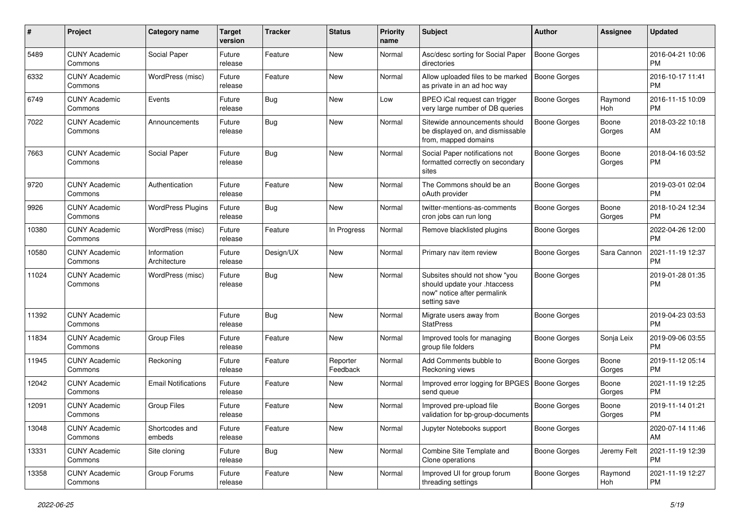| # | Project | Category name | Target version | Tracker | Status | Priority name | Subject | Author | Assignee | Updated |
|---|---|---|---|---|---|---|---|---|---|---|
| 5489 | CUNY Academic Commons | Social Paper | Future release | Feature | New | Normal | Asc/desc sorting for Social Paper directories | Boone Gorges | | 2016-04-21 10:06 PM |
| 6332 | CUNY Academic Commons | WordPress (misc) | Future release | Feature | New | Normal | Allow uploaded files to be marked as private in an ad hoc way | Boone Gorges | | 2016-10-17 11:41 PM |
| 6749 | CUNY Academic Commons | Events | Future release | Bug | New | Low | BPEO iCal request can trigger very large number of DB queries | Boone Gorges | Raymond Hoh | 2016-11-15 10:09 PM |
| 7022 | CUNY Academic Commons | Announcements | Future release | Bug | New | Normal | Sitewide announcements should be displayed on, and dismissable from, mapped domains | Boone Gorges | Boone Gorges | 2018-03-22 10:18 AM |
| 7663 | CUNY Academic Commons | Social Paper | Future release | Bug | New | Normal | Social Paper notifications not formatted correctly on secondary sites | Boone Gorges | Boone Gorges | 2018-04-16 03:52 PM |
| 9720 | CUNY Academic Commons | Authentication | Future release | Feature | New | Normal | The Commons should be an oAuth provider | Boone Gorges | | 2019-03-01 02:04 PM |
| 9926 | CUNY Academic Commons | WordPress Plugins | Future release | Bug | New | Normal | twitter-mentions-as-comments cron jobs can run long | Boone Gorges | Boone Gorges | 2018-10-24 12:34 PM |
| 10380 | CUNY Academic Commons | WordPress (misc) | Future release | Feature | In Progress | Normal | Remove blacklisted plugins | Boone Gorges | | 2022-04-26 12:00 PM |
| 10580 | CUNY Academic Commons | Information Architecture | Future release | Design/UX | New | Normal | Primary nav item review | Boone Gorges | Sara Cannon | 2021-11-19 12:37 PM |
| 11024 | CUNY Academic Commons | WordPress (misc) | Future release | Bug | New | Normal | Subsites should not show "you should update your .htaccess now" notice after permalink setting save | Boone Gorges | | 2019-01-28 01:35 PM |
| 11392 | CUNY Academic Commons | | Future release | Bug | New | Normal | Migrate users away from StatPress | Boone Gorges | | 2019-04-23 03:53 PM |
| 11834 | CUNY Academic Commons | Group Files | Future release | Feature | New | Normal | Improved tools for managing group file folders | Boone Gorges | Sonja Leix | 2019-09-06 03:55 PM |
| 11945 | CUNY Academic Commons | Reckoning | Future release | Feature | Reporter Feedback | Normal | Add Comments bubble to Reckoning views | Boone Gorges | Boone Gorges | 2019-11-12 05:14 PM |
| 12042 | CUNY Academic Commons | Email Notifications | Future release | Feature | New | Normal | Improved error logging for BPGES send queue | Boone Gorges | Boone Gorges | 2021-11-19 12:25 PM |
| 12091 | CUNY Academic Commons | Group Files | Future release | Feature | New | Normal | Improved pre-upload file validation for bp-group-documents | Boone Gorges | Boone Gorges | 2019-11-14 01:21 PM |
| 13048 | CUNY Academic Commons | Shortcodes and embeds | Future release | Feature | New | Normal | Jupyter Notebooks support | Boone Gorges | | 2020-07-14 11:46 AM |
| 13331 | CUNY Academic Commons | Site cloning | Future release | Bug | New | Normal | Combine Site Template and Clone operations | Boone Gorges | Jeremy Felt | 2021-11-19 12:39 PM |
| 13358 | CUNY Academic Commons | Group Forums | Future release | Feature | New | Normal | Improved UI for group forum threading settings | Boone Gorges | Raymond Hoh | 2021-11-19 12:27 PM |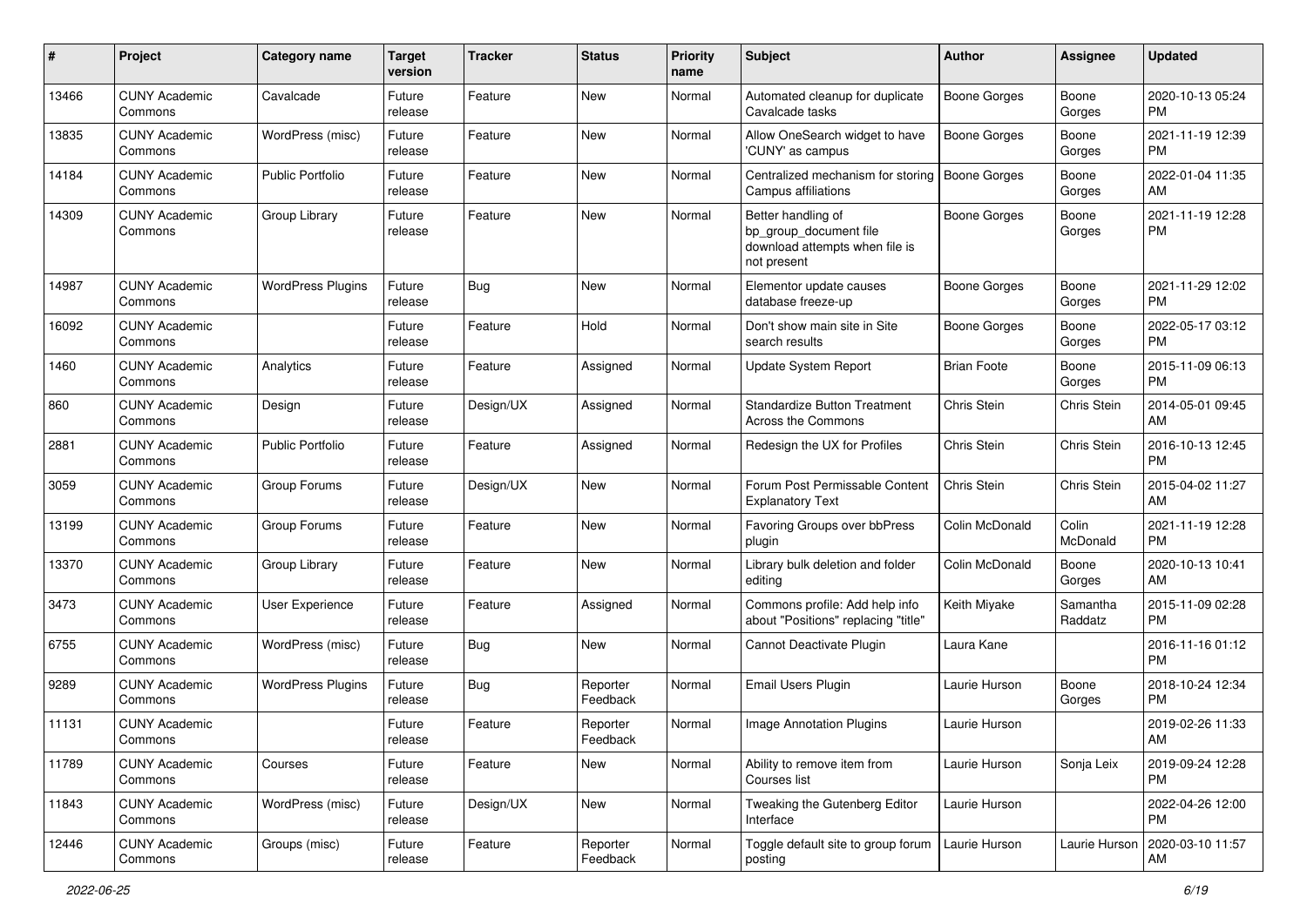| # | Project | Category name | Target version | Tracker | Status | Priority name | Subject | Author | Assignee | Updated |
|---|---|---|---|---|---|---|---|---|---|---|
| 13466 | CUNY Academic Commons | Cavalcade | Future release | Feature | New | Normal | Automated cleanup for duplicate Cavalcade tasks | Boone Gorges | Boone Gorges | 2020-10-13 05:24 PM |
| 13835 | CUNY Academic Commons | WordPress (misc) | Future release | Feature | New | Normal | Allow OneSearch widget to have 'CUNY' as campus | Boone Gorges | Boone Gorges | 2021-11-19 12:39 PM |
| 14184 | CUNY Academic Commons | Public Portfolio | Future release | Feature | New | Normal | Centralized mechanism for storing Campus affiliations | Boone Gorges | Boone Gorges | 2022-01-04 11:35 AM |
| 14309 | CUNY Academic Commons | Group Library | Future release | Feature | New | Normal | Better handling of bp_group_document file download attempts when file is not present | Boone Gorges | Boone Gorges | 2021-11-19 12:28 PM |
| 14987 | CUNY Academic Commons | WordPress Plugins | Future release | Bug | New | Normal | Elementor update causes database freeze-up | Boone Gorges | Boone Gorges | 2021-11-29 12:02 PM |
| 16092 | CUNY Academic Commons | | Future release | Feature | Hold | Normal | Don't show main site in Site search results | Boone Gorges | Boone Gorges | 2022-05-17 03:12 PM |
| 1460 | CUNY Academic Commons | Analytics | Future release | Feature | Assigned | Normal | Update System Report | Brian Foote | Boone Gorges | 2015-11-09 06:13 PM |
| 860 | CUNY Academic Commons | Design | Future release | Design/UX | Assigned | Normal | Standardize Button Treatment Across the Commons | Chris Stein | Chris Stein | 2014-05-01 09:45 AM |
| 2881 | CUNY Academic Commons | Public Portfolio | Future release | Feature | Assigned | Normal | Redesign the UX for Profiles | Chris Stein | Chris Stein | 2016-10-13 12:45 PM |
| 3059 | CUNY Academic Commons | Group Forums | Future release | Design/UX | New | Normal | Forum Post Permissable Content Explanatory Text | Chris Stein | Chris Stein | 2015-04-02 11:27 AM |
| 13199 | CUNY Academic Commons | Group Forums | Future release | Feature | New | Normal | Favoring Groups over bbPress plugin | Colin McDonald | Colin McDonald | 2021-11-19 12:28 PM |
| 13370 | CUNY Academic Commons | Group Library | Future release | Feature | New | Normal | Library bulk deletion and folder editing | Colin McDonald | Boone Gorges | 2020-10-13 10:41 AM |
| 3473 | CUNY Academic Commons | User Experience | Future release | Feature | Assigned | Normal | Commons profile: Add help info about "Positions" replacing "title" | Keith Miyake | Samantha Raddatz | 2015-11-09 02:28 PM |
| 6755 | CUNY Academic Commons | WordPress (misc) | Future release | Bug | New | Normal | Cannot Deactivate Plugin | Laura Kane | | 2016-11-16 01:12 PM |
| 9289 | CUNY Academic Commons | WordPress Plugins | Future release | Bug | Reporter Feedback | Normal | Email Users Plugin | Laurie Hurson | Boone Gorges | 2018-10-24 12:34 PM |
| 11131 | CUNY Academic Commons | | Future release | Feature | Reporter Feedback | Normal | Image Annotation Plugins | Laurie Hurson | | 2019-02-26 11:33 AM |
| 11789 | CUNY Academic Commons | Courses | Future release | Feature | New | Normal | Ability to remove item from Courses list | Laurie Hurson | Sonja Leix | 2019-09-24 12:28 PM |
| 11843 | CUNY Academic Commons | WordPress (misc) | Future release | Design/UX | New | Normal | Tweaking the Gutenberg Editor Interface | Laurie Hurson | | 2022-04-26 12:00 PM |
| 12446 | CUNY Academic Commons | Groups (misc) | Future release | Feature | Reporter Feedback | Normal | Toggle default site to group forum posting | Laurie Hurson | Laurie Hurson | 2020-03-10 11:57 AM |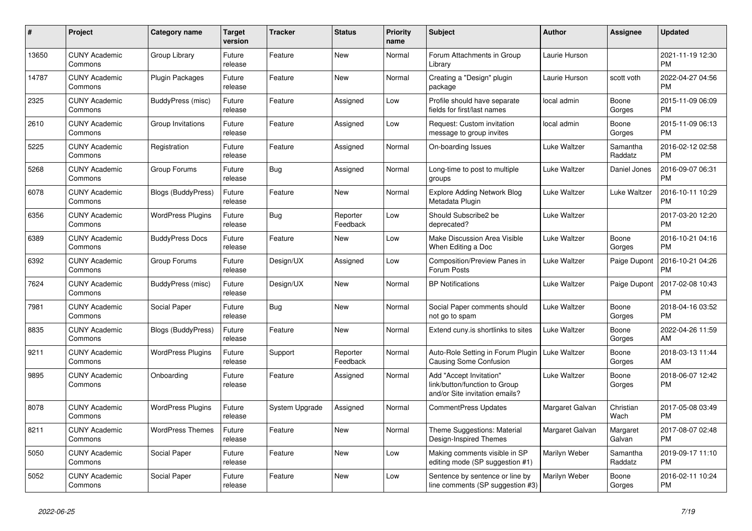| # | Project | Category name | Target version | Tracker | Status | Priority name | Subject | Author | Assignee | Updated |
|---|---|---|---|---|---|---|---|---|---|---|
| 13650 | CUNY Academic Commons | Group Library | Future release | Feature | New | Normal | Forum Attachments in Group Library | Laurie Hurson | | 2021-11-19 12:30 PM |
| 14787 | CUNY Academic Commons | Plugin Packages | Future release | Feature | New | Normal | Creating a "Design" plugin package | Laurie Hurson | scott voth | 2022-04-27 04:56 PM |
| 2325 | CUNY Academic Commons | BuddyPress (misc) | Future release | Feature | Assigned | Low | Profile should have separate fields for first/last names | local admin | Boone Gorges | 2015-11-09 06:09 PM |
| 2610 | CUNY Academic Commons | Group Invitations | Future release | Feature | Assigned | Low | Request: Custom invitation message to group invites | local admin | Boone Gorges | 2015-11-09 06:13 PM |
| 5225 | CUNY Academic Commons | Registration | Future release | Feature | Assigned | Normal | On-boarding Issues | Luke Waltzer | Samantha Raddatz | 2016-02-12 02:58 PM |
| 5268 | CUNY Academic Commons | Group Forums | Future release | Bug | Assigned | Normal | Long-time to post to multiple groups | Luke Waltzer | Daniel Jones | 2016-09-07 06:31 PM |
| 6078 | CUNY Academic Commons | Blogs (BuddyPress) | Future release | Feature | New | Normal | Explore Adding Network Blog Metadata Plugin | Luke Waltzer | Luke Waltzer | 2016-10-11 10:29 PM |
| 6356 | CUNY Academic Commons | WordPress Plugins | Future release | Bug | Reporter Feedback | Low | Should Subscribe2 be deprecated? | Luke Waltzer | | 2017-03-20 12:20 PM |
| 6389 | CUNY Academic Commons | BuddyPress Docs | Future release | Feature | New | Low | Make Discussion Area Visible When Editing a Doc | Luke Waltzer | Boone Gorges | 2016-10-21 04:16 PM |
| 6392 | CUNY Academic Commons | Group Forums | Future release | Design/UX | Assigned | Low | Composition/Preview Panes in Forum Posts | Luke Waltzer | Paige Dupont | 2016-10-21 04:26 PM |
| 7624 | CUNY Academic Commons | BuddyPress (misc) | Future release | Design/UX | New | Normal | BP Notifications | Luke Waltzer | Paige Dupont | 2017-02-08 10:43 PM |
| 7981 | CUNY Academic Commons | Social Paper | Future release | Bug | New | Normal | Social Paper comments should not go to spam | Luke Waltzer | Boone Gorges | 2018-04-16 03:52 PM |
| 8835 | CUNY Academic Commons | Blogs (BuddyPress) | Future release | Feature | New | Normal | Extend cuny.is shortlinks to sites | Luke Waltzer | Boone Gorges | 2022-04-26 11:59 AM |
| 9211 | CUNY Academic Commons | WordPress Plugins | Future release | Support | Reporter Feedback | Normal | Auto-Role Setting in Forum Plugin Causing Some Confusion | Luke Waltzer | Boone Gorges | 2018-03-13 11:44 AM |
| 9895 | CUNY Academic Commons | Onboarding | Future release | Feature | Assigned | Normal | Add "Accept Invitation" link/button/function to Group and/or Site invitation emails? | Luke Waltzer | Boone Gorges | 2018-06-07 12:42 PM |
| 8078 | CUNY Academic Commons | WordPress Plugins | Future release | System Upgrade | Assigned | Normal | CommentPress Updates | Margaret Galvan | Christian Wach | 2017-05-08 03:49 PM |
| 8211 | CUNY Academic Commons | WordPress Themes | Future release | Feature | New | Normal | Theme Suggestions: Material Design-Inspired Themes | Margaret Galvan | Margaret Galvan | 2017-08-07 02:48 PM |
| 5050 | CUNY Academic Commons | Social Paper | Future release | Feature | New | Low | Making comments visible in SP editing mode (SP suggestion #1) | Marilyn Weber | Samantha Raddatz | 2019-09-17 11:10 PM |
| 5052 | CUNY Academic Commons | Social Paper | Future release | Feature | New | Low | Sentence by sentence or line by line comments (SP suggestion #3) | Marilyn Weber | Boone Gorges | 2016-02-11 10:24 PM |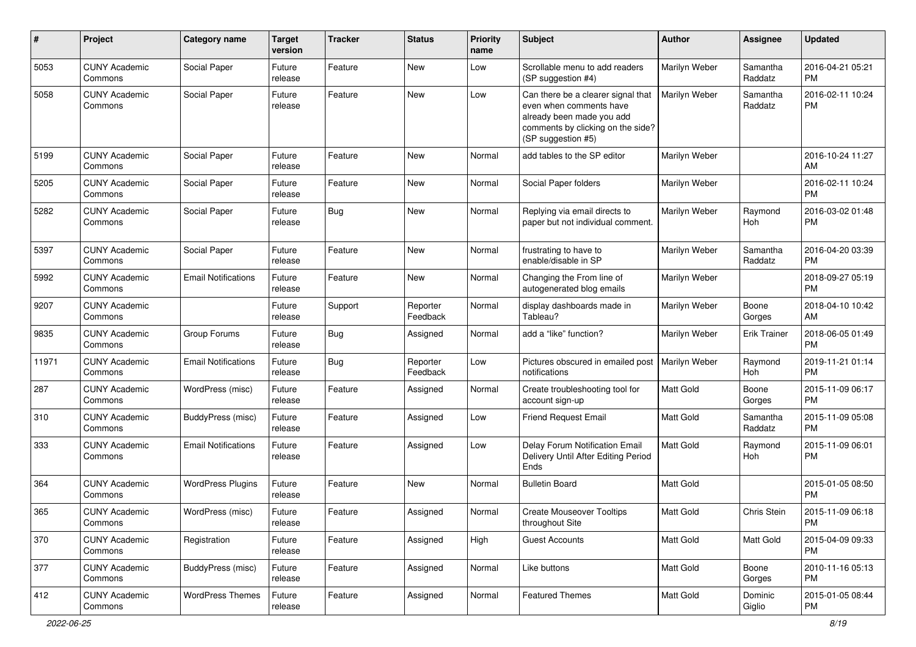| # | Project | Category name | Target version | Tracker | Status | Priority name | Subject | Author | Assignee | Updated |
|---|---|---|---|---|---|---|---|---|---|---|
| 5053 | CUNY Academic Commons | Social Paper | Future release | Feature | New | Low | Scrollable menu to add readers (SP suggestion #4) | Marilyn Weber | Samantha Raddatz | 2016-04-21 05:21 PM |
| 5058 | CUNY Academic Commons | Social Paper | Future release | Feature | New | Low | Can there be a clearer signal that even when comments have already been made you add comments by clicking on the side? (SP suggestion #5) | Marilyn Weber | Samantha Raddatz | 2016-02-11 10:24 PM |
| 5199 | CUNY Academic Commons | Social Paper | Future release | Feature | New | Normal | add tables to the SP editor | Marilyn Weber | | 2016-10-24 11:27 AM |
| 5205 | CUNY Academic Commons | Social Paper | Future release | Feature | New | Normal | Social Paper folders | Marilyn Weber | | 2016-02-11 10:24 PM |
| 5282 | CUNY Academic Commons | Social Paper | Future release | Bug | New | Normal | Replying via email directs to paper but not individual comment. | Marilyn Weber | Raymond Hoh | 2016-03-02 01:48 PM |
| 5397 | CUNY Academic Commons | Social Paper | Future release | Feature | New | Normal | frustrating to have to enable/disable in SP | Marilyn Weber | Samantha Raddatz | 2016-04-20 03:39 PM |
| 5992 | CUNY Academic Commons | Email Notifications | Future release | Feature | New | Normal | Changing the From line of autogenerated blog emails | Marilyn Weber | | 2018-09-27 05:19 PM |
| 9207 | CUNY Academic Commons | | Future release | Support | Reporter Feedback | Normal | display dashboards made in Tableau? | Marilyn Weber | Boone Gorges | 2018-04-10 10:42 AM |
| 9835 | CUNY Academic Commons | Group Forums | Future release | Bug | Assigned | Normal | add a "like" function? | Marilyn Weber | Erik Trainer | 2018-06-05 01:49 PM |
| 11971 | CUNY Academic Commons | Email Notifications | Future release | Bug | Reporter Feedback | Low | Pictures obscured in emailed post notifications | Marilyn Weber | Raymond Hoh | 2019-11-21 01:14 PM |
| 287 | CUNY Academic Commons | WordPress (misc) | Future release | Feature | Assigned | Normal | Create troubleshooting tool for account sign-up | Matt Gold | Boone Gorges | 2015-11-09 06:17 PM |
| 310 | CUNY Academic Commons | BuddyPress (misc) | Future release | Feature | Assigned | Low | Friend Request Email | Matt Gold | Samantha Raddatz | 2015-11-09 05:08 PM |
| 333 | CUNY Academic Commons | Email Notifications | Future release | Feature | Assigned | Low | Delay Forum Notification Email Delivery Until After Editing Period Ends | Matt Gold | Raymond Hoh | 2015-11-09 06:01 PM |
| 364 | CUNY Academic Commons | WordPress Plugins | Future release | Feature | New | Normal | Bulletin Board | Matt Gold | | 2015-01-05 08:50 PM |
| 365 | CUNY Academic Commons | WordPress (misc) | Future release | Feature | Assigned | Normal | Create Mouseover Tooltips throughout Site | Matt Gold | Chris Stein | 2015-11-09 06:18 PM |
| 370 | CUNY Academic Commons | Registration | Future release | Feature | Assigned | High | Guest Accounts | Matt Gold | Matt Gold | 2015-04-09 09:33 PM |
| 377 | CUNY Academic Commons | BuddyPress (misc) | Future release | Feature | Assigned | Normal | Like buttons | Matt Gold | Boone Gorges | 2010-11-16 05:13 PM |
| 412 | CUNY Academic Commons | WordPress Themes | Future release | Feature | Assigned | Normal | Featured Themes | Matt Gold | Dominic Giglio | 2015-01-05 08:44 PM |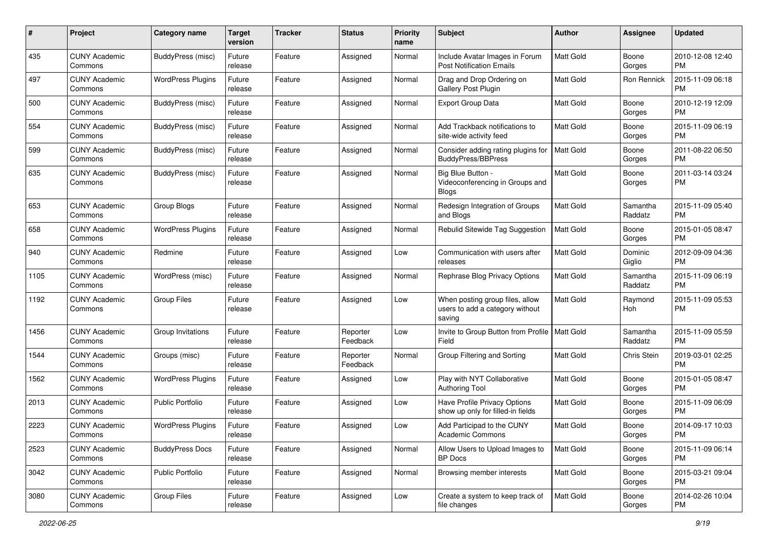| # | Project | Category name | Target version | Tracker | Status | Priority name | Subject | Author | Assignee | Updated |
|---|---|---|---|---|---|---|---|---|---|---|
| 435 | CUNY Academic Commons | BuddyPress (misc) | Future release | Feature | Assigned | Normal | Include Avatar Images in Forum Post Notification Emails | Matt Gold | Boone Gorges | 2010-12-08 12:40 PM |
| 497 | CUNY Academic Commons | WordPress Plugins | Future release | Feature | Assigned | Normal | Drag and Drop Ordering on Gallery Post Plugin | Matt Gold | Ron Rennick | 2015-11-09 06:18 PM |
| 500 | CUNY Academic Commons | BuddyPress (misc) | Future release | Feature | Assigned | Normal | Export Group Data | Matt Gold | Boone Gorges | 2010-12-19 12:09 PM |
| 554 | CUNY Academic Commons | BuddyPress (misc) | Future release | Feature | Assigned | Normal | Add Trackback notifications to site-wide activity feed | Matt Gold | Boone Gorges | 2015-11-09 06:19 PM |
| 599 | CUNY Academic Commons | BuddyPress (misc) | Future release | Feature | Assigned | Normal | Consider adding rating plugins for BuddyPress/BBPress | Matt Gold | Boone Gorges | 2011-08-22 06:50 PM |
| 635 | CUNY Academic Commons | BuddyPress (misc) | Future release | Feature | Assigned | Normal | Big Blue Button - Videoconferencing in Groups and Blogs | Matt Gold | Boone Gorges | 2011-03-14 03:24 PM |
| 653 | CUNY Academic Commons | Group Blogs | Future release | Feature | Assigned | Normal | Redesign Integration of Groups and Blogs | Matt Gold | Samantha Raddatz | 2015-11-09 05:40 PM |
| 658 | CUNY Academic Commons | WordPress Plugins | Future release | Feature | Assigned | Normal | Rebulid Sitewide Tag Suggestion | Matt Gold | Boone Gorges | 2015-01-05 08:47 PM |
| 940 | CUNY Academic Commons | Redmine | Future release | Feature | Assigned | Low | Communication with users after releases | Matt Gold | Dominic Giglio | 2012-09-09 04:36 PM |
| 1105 | CUNY Academic Commons | WordPress (misc) | Future release | Feature | Assigned | Normal | Rephrase Blog Privacy Options | Matt Gold | Samantha Raddatz | 2015-11-09 06:19 PM |
| 1192 | CUNY Academic Commons | Group Files | Future release | Feature | Assigned | Low | When posting group files, allow users to add a category without saving | Matt Gold | Raymond Hoh | 2015-11-09 05:53 PM |
| 1456 | CUNY Academic Commons | Group Invitations | Future release | Feature | Reporter Feedback | Low | Invite to Group Button from Profile Field | Matt Gold | Samantha Raddatz | 2015-11-09 05:59 PM |
| 1544 | CUNY Academic Commons | Groups (misc) | Future release | Feature | Reporter Feedback | Normal | Group Filtering and Sorting | Matt Gold | Chris Stein | 2019-03-01 02:25 PM |
| 1562 | CUNY Academic Commons | WordPress Plugins | Future release | Feature | Assigned | Low | Play with NYT Collaborative Authoring Tool | Matt Gold | Boone Gorges | 2015-01-05 08:47 PM |
| 2013 | CUNY Academic Commons | Public Portfolio | Future release | Feature | Assigned | Low | Have Profile Privacy Options show up only for filled-in fields | Matt Gold | Boone Gorges | 2015-11-09 06:09 PM |
| 2223 | CUNY Academic Commons | WordPress Plugins | Future release | Feature | Assigned | Low | Add Participad to the CUNY Academic Commons | Matt Gold | Boone Gorges | 2014-09-17 10:03 PM |
| 2523 | CUNY Academic Commons | BuddyPress Docs | Future release | Feature | Assigned | Normal | Allow Users to Upload Images to BP Docs | Matt Gold | Boone Gorges | 2015-11-09 06:14 PM |
| 3042 | CUNY Academic Commons | Public Portfolio | Future release | Feature | Assigned | Normal | Browsing member interests | Matt Gold | Boone Gorges | 2015-03-21 09:04 PM |
| 3080 | CUNY Academic Commons | Group Files | Future release | Feature | Assigned | Low | Create a system to keep track of file changes | Matt Gold | Boone Gorges | 2014-02-26 10:04 PM |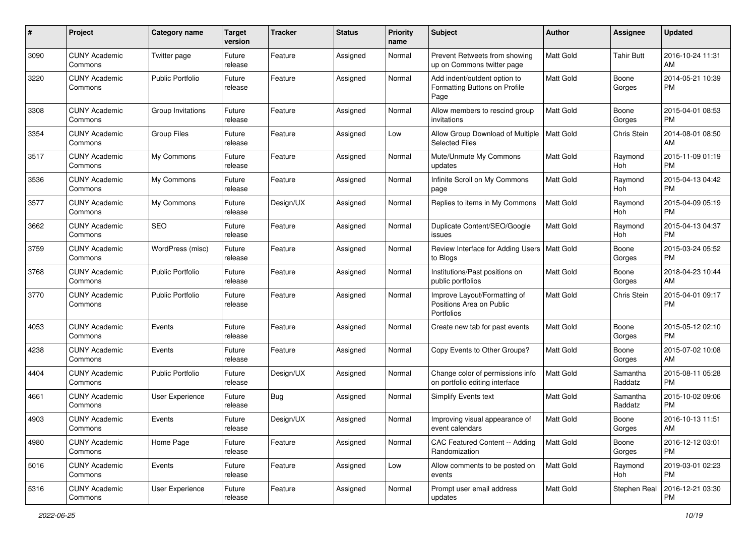| # | Project | Category name | Target version | Tracker | Status | Priority name | Subject | Author | Assignee | Updated |
|---|---|---|---|---|---|---|---|---|---|---|
| 3090 | CUNY Academic Commons | Twitter page | Future release | Feature | Assigned | Normal | Prevent Retweets from showing up on Commons twitter page | Matt Gold | Tahir Butt | 2016-10-24 11:31 AM |
| 3220 | CUNY Academic Commons | Public Portfolio | Future release | Feature | Assigned | Normal | Add indent/outdent option to Formatting Buttons on Profile Page | Matt Gold | Boone Gorges | 2014-05-21 10:39 PM |
| 3308 | CUNY Academic Commons | Group Invitations | Future release | Feature | Assigned | Normal | Allow members to rescind group invitations | Matt Gold | Boone Gorges | 2015-04-01 08:53 PM |
| 3354 | CUNY Academic Commons | Group Files | Future release | Feature | Assigned | Low | Allow Group Download of Multiple Selected Files | Matt Gold | Chris Stein | 2014-08-01 08:50 AM |
| 3517 | CUNY Academic Commons | My Commons | Future release | Feature | Assigned | Normal | Mute/Unmute My Commons updates | Matt Gold | Raymond Hoh | 2015-11-09 01:19 PM |
| 3536 | CUNY Academic Commons | My Commons | Future release | Feature | Assigned | Normal | Infinite Scroll on My Commons page | Matt Gold | Raymond Hoh | 2015-04-13 04:42 PM |
| 3577 | CUNY Academic Commons | My Commons | Future release | Design/UX | Assigned | Normal | Replies to items in My Commons | Matt Gold | Raymond Hoh | 2015-04-09 05:19 PM |
| 3662 | CUNY Academic Commons | SEO | Future release | Feature | Assigned | Normal | Duplicate Content/SEO/Google issues | Matt Gold | Raymond Hoh | 2015-04-13 04:37 PM |
| 3759 | CUNY Academic Commons | WordPress (misc) | Future release | Feature | Assigned | Normal | Review Interface for Adding Users to Blogs | Matt Gold | Boone Gorges | 2015-03-24 05:52 PM |
| 3768 | CUNY Academic Commons | Public Portfolio | Future release | Feature | Assigned | Normal | Institutions/Past positions on public portfolios | Matt Gold | Boone Gorges | 2018-04-23 10:44 AM |
| 3770 | CUNY Academic Commons | Public Portfolio | Future release | Feature | Assigned | Normal | Improve Layout/Formatting of Positions Area on Public Portfolios | Matt Gold | Chris Stein | 2015-04-01 09:17 PM |
| 4053 | CUNY Academic Commons | Events | Future release | Feature | Assigned | Normal | Create new tab for past events | Matt Gold | Boone Gorges | 2015-05-12 02:10 PM |
| 4238 | CUNY Academic Commons | Events | Future release | Feature | Assigned | Normal | Copy Events to Other Groups? | Matt Gold | Boone Gorges | 2015-07-02 10:08 AM |
| 4404 | CUNY Academic Commons | Public Portfolio | Future release | Design/UX | Assigned | Normal | Change color of permissions info on portfolio editing interface | Matt Gold | Samantha Raddatz | 2015-08-11 05:28 PM |
| 4661 | CUNY Academic Commons | User Experience | Future release | Bug | Assigned | Normal | Simplify Events text | Matt Gold | Samantha Raddatz | 2015-10-02 09:06 PM |
| 4903 | CUNY Academic Commons | Events | Future release | Design/UX | Assigned | Normal | Improving visual appearance of event calendars | Matt Gold | Boone Gorges | 2016-10-13 11:51 AM |
| 4980 | CUNY Academic Commons | Home Page | Future release | Feature | Assigned | Normal | CAC Featured Content -- Adding Randomization | Matt Gold | Boone Gorges | 2016-12-12 03:01 PM |
| 5016 | CUNY Academic Commons | Events | Future release | Feature | Assigned | Low | Allow comments to be posted on events | Matt Gold | Raymond Hoh | 2019-03-01 02:23 PM |
| 5316 | CUNY Academic Commons | User Experience | Future release | Feature | Assigned | Normal | Prompt user email address updates | Matt Gold | Stephen Real | 2016-12-21 03:30 PM |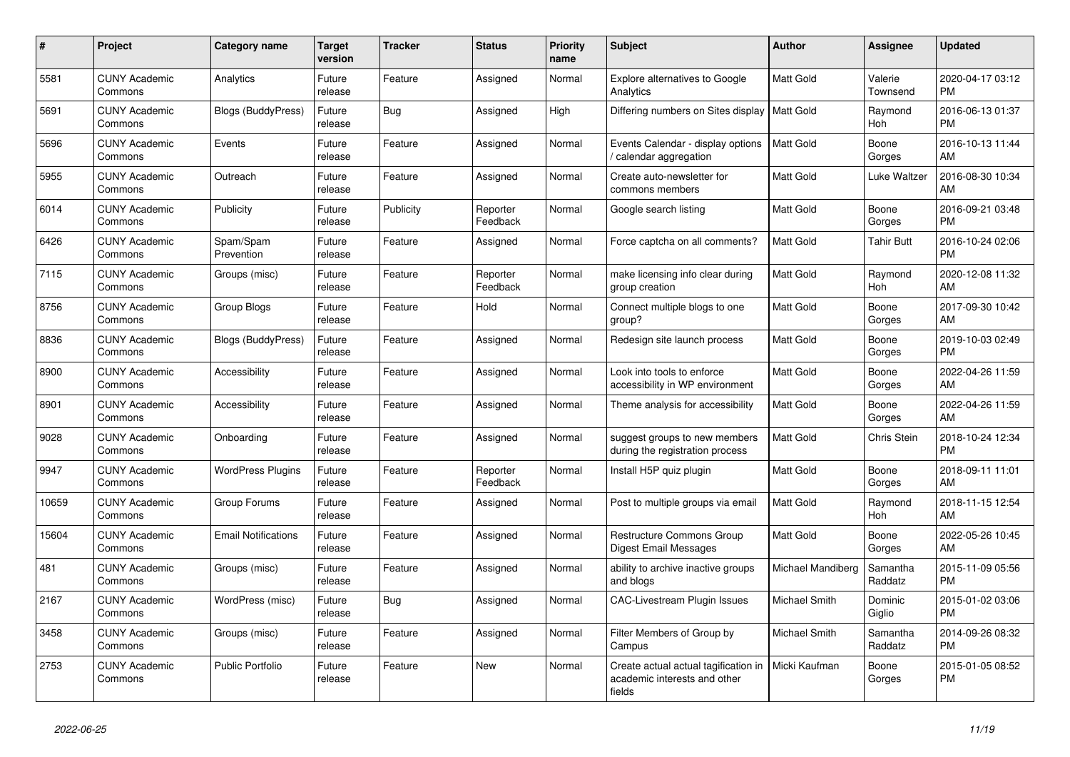| # | Project | Category name | Target version | Tracker | Status | Priority name | Subject | Author | Assignee | Updated |
|---|---|---|---|---|---|---|---|---|---|---|
| 5581 | CUNY Academic Commons | Analytics | Future release | Feature | Assigned | Normal | Explore alternatives to Google Analytics | Matt Gold | Valerie Townsend | 2020-04-17 03:12 PM |
| 5691 | CUNY Academic Commons | Blogs (BuddyPress) | Future release | Bug | Assigned | High | Differing numbers on Sites display | Matt Gold | Raymond Hoh | 2016-06-13 01:37 PM |
| 5696 | CUNY Academic Commons | Events | Future release | Feature | Assigned | Normal | Events Calendar - display options / calendar aggregation | Matt Gold | Boone Gorges | 2016-10-13 11:44 AM |
| 5955 | CUNY Academic Commons | Outreach | Future release | Feature | Assigned | Normal | Create auto-newsletter for commons members | Matt Gold | Luke Waltzer | 2016-08-30 10:34 AM |
| 6014 | CUNY Academic Commons | Publicity | Future release | Publicity | Reporter Feedback | Normal | Google search listing | Matt Gold | Boone Gorges | 2016-09-21 03:48 PM |
| 6426 | CUNY Academic Commons | Spam/Spam Prevention | Future release | Feature | Assigned | Normal | Force captcha on all comments? | Matt Gold | Tahir Butt | 2016-10-24 02:06 PM |
| 7115 | CUNY Academic Commons | Groups (misc) | Future release | Feature | Reporter Feedback | Normal | make licensing info clear during group creation | Matt Gold | Raymond Hoh | 2020-12-08 11:32 AM |
| 8756 | CUNY Academic Commons | Group Blogs | Future release | Feature | Hold | Normal | Connect multiple blogs to one group? | Matt Gold | Boone Gorges | 2017-09-30 10:42 AM |
| 8836 | CUNY Academic Commons | Blogs (BuddyPress) | Future release | Feature | Assigned | Normal | Redesign site launch process | Matt Gold | Boone Gorges | 2019-10-03 02:49 PM |
| 8900 | CUNY Academic Commons | Accessibility | Future release | Feature | Assigned | Normal | Look into tools to enforce accessibility in WP environment | Matt Gold | Boone Gorges | 2022-04-26 11:59 AM |
| 8901 | CUNY Academic Commons | Accessibility | Future release | Feature | Assigned | Normal | Theme analysis for accessibility | Matt Gold | Boone Gorges | 2022-04-26 11:59 AM |
| 9028 | CUNY Academic Commons | Onboarding | Future release | Feature | Assigned | Normal | suggest groups to new members during the registration process | Matt Gold | Chris Stein | 2018-10-24 12:34 PM |
| 9947 | CUNY Academic Commons | WordPress Plugins | Future release | Feature | Reporter Feedback | Normal | Install H5P quiz plugin | Matt Gold | Boone Gorges | 2018-09-11 11:01 AM |
| 10659 | CUNY Academic Commons | Group Forums | Future release | Feature | Assigned | Normal | Post to multiple groups via email | Matt Gold | Raymond Hoh | 2018-11-15 12:54 AM |
| 15604 | CUNY Academic Commons | Email Notifications | Future release | Feature | Assigned | Normal | Restructure Commons Group Digest Email Messages | Matt Gold | Boone Gorges | 2022-05-26 10:45 AM |
| 481 | CUNY Academic Commons | Groups (misc) | Future release | Feature | Assigned | Normal | ability to archive inactive groups and blogs | Michael Mandiberg | Samantha Raddatz | 2015-11-09 05:56 PM |
| 2167 | CUNY Academic Commons | WordPress (misc) | Future release | Bug | Assigned | Normal | CAC-Livestream Plugin Issues | Michael Smith | Dominic Giglio | 2015-01-02 03:06 PM |
| 3458 | CUNY Academic Commons | Groups (misc) | Future release | Feature | Assigned | Normal | Filter Members of Group by Campus | Michael Smith | Samantha Raddatz | 2014-09-26 08:32 PM |
| 2753 | CUNY Academic Commons | Public Portfolio | Future release | Feature | New | Normal | Create actual actual tagification in academic interests and other fields | Micki Kaufman | Boone Gorges | 2015-01-05 08:52 PM |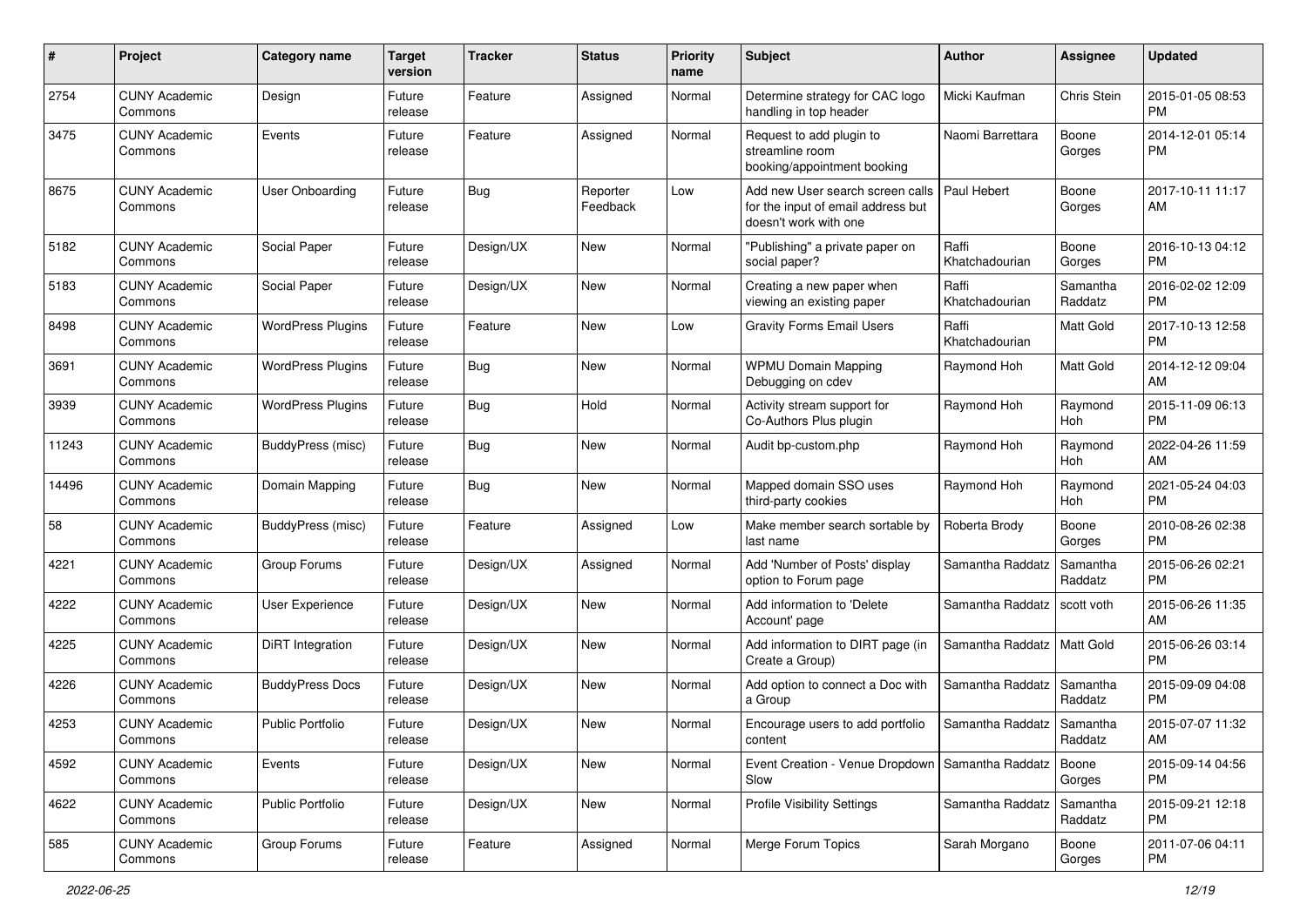| # | Project | Category name | Target version | Tracker | Status | Priority name | Subject | Author | Assignee | Updated |
|---|---|---|---|---|---|---|---|---|---|---|
| 2754 | CUNY Academic Commons | Design | Future release | Feature | Assigned | Normal | Determine strategy for CAC logo handling in top header | Micki Kaufman | Chris Stein | 2015-01-05 08:53 PM |
| 3475 | CUNY Academic Commons | Events | Future release | Feature | Assigned | Normal | Request to add plugin to streamline room booking/appointment booking | Naomi Barrettara | Boone Gorges | 2014-12-01 05:14 PM |
| 8675 | CUNY Academic Commons | User Onboarding | Future release | Bug | Reporter Feedback | Low | Add new User search screen calls for the input of email address but doesn't work with one | Paul Hebert | Boone Gorges | 2017-10-11 11:17 AM |
| 5182 | CUNY Academic Commons | Social Paper | Future release | Design/UX | New | Normal | "Publishing" a private paper on social paper? | Raffi Khatchadourian | Boone Gorges | 2016-10-13 04:12 PM |
| 5183 | CUNY Academic Commons | Social Paper | Future release | Design/UX | New | Normal | Creating a new paper when viewing an existing paper | Raffi Khatchadourian | Samantha Raddatz | 2016-02-02 12:09 PM |
| 8498 | CUNY Academic Commons | WordPress Plugins | Future release | Feature | New | Low | Gravity Forms Email Users | Raffi Khatchadourian | Matt Gold | 2017-10-13 12:58 PM |
| 3691 | CUNY Academic Commons | WordPress Plugins | Future release | Bug | New | Normal | WPMU Domain Mapping Debugging on cdev | Raymond Hoh | Matt Gold | 2014-12-12 09:04 AM |
| 3939 | CUNY Academic Commons | WordPress Plugins | Future release | Bug | Hold | Normal | Activity stream support for Co-Authors Plus plugin | Raymond Hoh | Raymond Hoh | 2015-11-09 06:13 PM |
| 11243 | CUNY Academic Commons | BuddyPress (misc) | Future release | Bug | New | Normal | Audit bp-custom.php | Raymond Hoh | Raymond Hoh | 2022-04-26 11:59 AM |
| 14496 | CUNY Academic Commons | Domain Mapping | Future release | Bug | New | Normal | Mapped domain SSO uses third-party cookies | Raymond Hoh | Raymond Hoh | 2021-05-24 04:03 PM |
| 58 | CUNY Academic Commons | BuddyPress (misc) | Future release | Feature | Assigned | Low | Make member search sortable by last name | Roberta Brody | Boone Gorges | 2010-08-26 02:38 PM |
| 4221 | CUNY Academic Commons | Group Forums | Future release | Design/UX | Assigned | Normal | Add 'Number of Posts' display option to Forum page | Samantha Raddatz | Samantha Raddatz | 2015-06-26 02:21 PM |
| 4222 | CUNY Academic Commons | User Experience | Future release | Design/UX | New | Normal | Add information to 'Delete Account' page | Samantha Raddatz | scott voth | 2015-06-26 11:35 AM |
| 4225 | CUNY Academic Commons | DiRT Integration | Future release | Design/UX | New | Normal | Add information to DIRT page (in Create a Group) | Samantha Raddatz | Matt Gold | 2015-06-26 03:14 PM |
| 4226 | CUNY Academic Commons | BuddyPress Docs | Future release | Design/UX | New | Normal | Add option to connect a Doc with a Group | Samantha Raddatz | Samantha Raddatz | 2015-09-09 04:08 PM |
| 4253 | CUNY Academic Commons | Public Portfolio | Future release | Design/UX | New | Normal | Encourage users to add portfolio content | Samantha Raddatz | Samantha Raddatz | 2015-07-07 11:32 AM |
| 4592 | CUNY Academic Commons | Events | Future release | Design/UX | New | Normal | Event Creation - Venue Dropdown Slow | Samantha Raddatz | Boone Gorges | 2015-09-14 04:56 PM |
| 4622 | CUNY Academic Commons | Public Portfolio | Future release | Design/UX | New | Normal | Profile Visibility Settings | Samantha Raddatz | Samantha Raddatz | 2015-09-21 12:18 PM |
| 585 | CUNY Academic Commons | Group Forums | Future release | Feature | Assigned | Normal | Merge Forum Topics | Sarah Morgano | Boone Gorges | 2011-07-06 04:11 PM |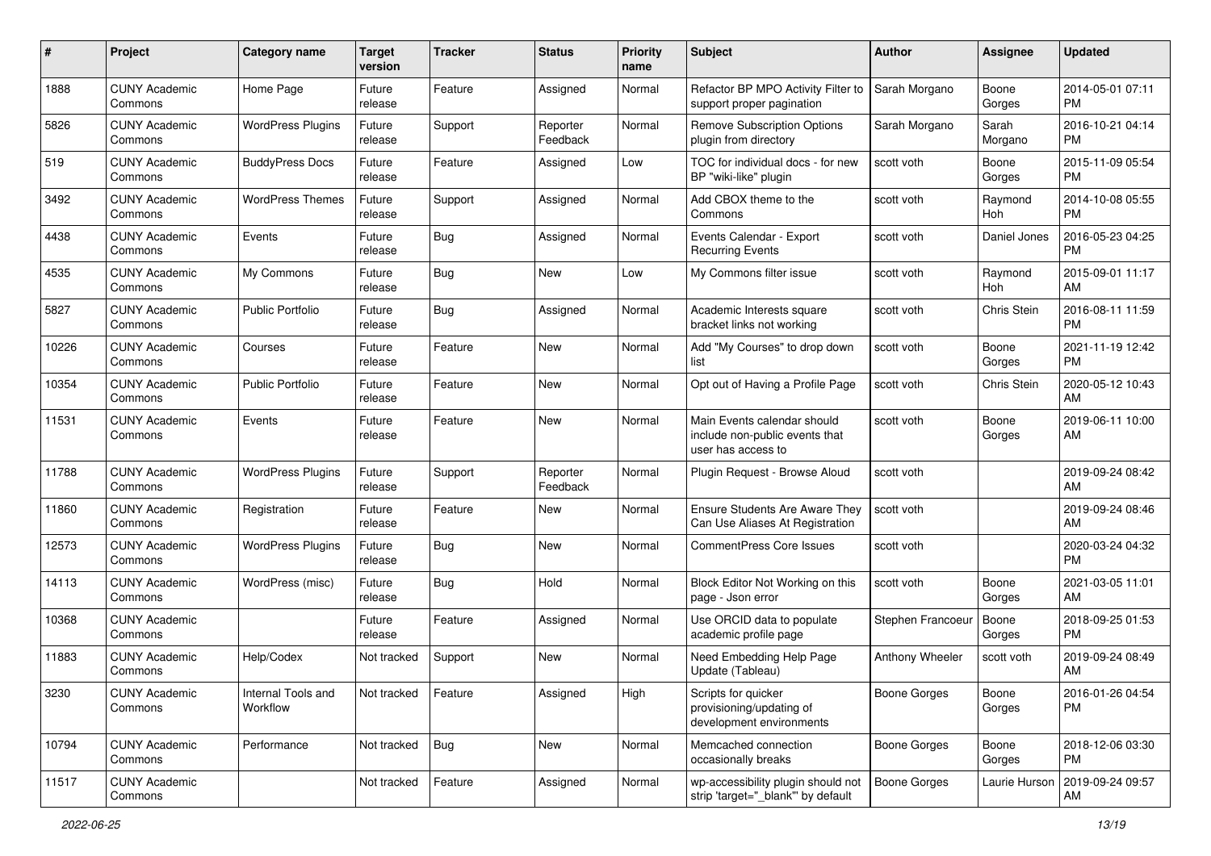| # | Project | Category name | Target version | Tracker | Status | Priority name | Subject | Author | Assignee | Updated |
|---|---|---|---|---|---|---|---|---|---|---|
| 1888 | CUNY Academic Commons | Home Page | Future release | Feature | Assigned | Normal | Refactor BP MPO Activity Filter to support proper pagination | Sarah Morgano | Boone Gorges | 2014-05-01 07:11 PM |
| 5826 | CUNY Academic Commons | WordPress Plugins | Future release | Support | Reporter Feedback | Normal | Remove Subscription Options plugin from directory | Sarah Morgano | Sarah Morgano | 2016-10-21 04:14 PM |
| 519 | CUNY Academic Commons | BuddyPress Docs | Future release | Feature | Assigned | Low | TOC for individual docs - for new BP "wiki-like" plugin | scott voth | Boone Gorges | 2015-11-09 05:54 PM |
| 3492 | CUNY Academic Commons | WordPress Themes | Future release | Support | Assigned | Normal | Add CBOX theme to the Commons | scott voth | Raymond Hoh | 2014-10-08 05:55 PM |
| 4438 | CUNY Academic Commons | Events | Future release | Bug | Assigned | Normal | Events Calendar - Export Recurring Events | scott voth | Daniel Jones | 2016-05-23 04:25 PM |
| 4535 | CUNY Academic Commons | My Commons | Future release | Bug | New | Low | My Commons filter issue | scott voth | Raymond Hoh | 2015-09-01 11:17 AM |
| 5827 | CUNY Academic Commons | Public Portfolio | Future release | Bug | Assigned | Normal | Academic Interests square bracket links not working | scott voth | Chris Stein | 2016-08-11 11:59 PM |
| 10226 | CUNY Academic Commons | Courses | Future release | Feature | New | Normal | Add "My Courses" to drop down list | scott voth | Boone Gorges | 2021-11-19 12:42 PM |
| 10354 | CUNY Academic Commons | Public Portfolio | Future release | Feature | New | Normal | Opt out of Having a Profile Page | scott voth | Chris Stein | 2020-05-12 10:43 AM |
| 11531 | CUNY Academic Commons | Events | Future release | Feature | New | Normal | Main Events calendar should include non-public events that user has access to | scott voth | Boone Gorges | 2019-06-11 10:00 AM |
| 11788 | CUNY Academic Commons | WordPress Plugins | Future release | Support | Reporter Feedback | Normal | Plugin Request - Browse Aloud | scott voth | | 2019-09-24 08:42 AM |
| 11860 | CUNY Academic Commons | Registration | Future release | Feature | New | Normal | Ensure Students Are Aware They Can Use Aliases At Registration | scott voth | | 2019-09-24 08:46 AM |
| 12573 | CUNY Academic Commons | WordPress Plugins | Future release | Bug | New | Normal | CommentPress Core Issues | scott voth | | 2020-03-24 04:32 PM |
| 14113 | CUNY Academic Commons | WordPress (misc) | Future release | Bug | Hold | Normal | Block Editor Not Working on this page - Json error | scott voth | Boone Gorges | 2021-03-05 11:01 AM |
| 10368 | CUNY Academic Commons | | Future release | Feature | Assigned | Normal | Use ORCID data to populate academic profile page | Stephen Francoeur | Boone Gorges | 2018-09-25 01:53 PM |
| 11883 | CUNY Academic Commons | Help/Codex | Not tracked | Support | New | Normal | Need Embedding Help Page Update (Tableau) | Anthony Wheeler | scott voth | 2019-09-24 08:49 AM |
| 3230 | CUNY Academic Commons | Internal Tools and Workflow | Not tracked | Feature | Assigned | High | Scripts for quicker provisioning/updating of development environments | Boone Gorges | Boone Gorges | 2016-01-26 04:54 PM |
| 10794 | CUNY Academic Commons | Performance | Not tracked | Bug | New | Normal | Memcached connection occasionally breaks | Boone Gorges | Boone Gorges | 2018-12-06 03:30 PM |
| 11517 | CUNY Academic Commons | | Not tracked | Feature | Assigned | Normal | wp-accessibility plugin should not strip 'target="_blank"' by default | Boone Gorges | Laurie Hurson | 2019-09-24 09:57 AM |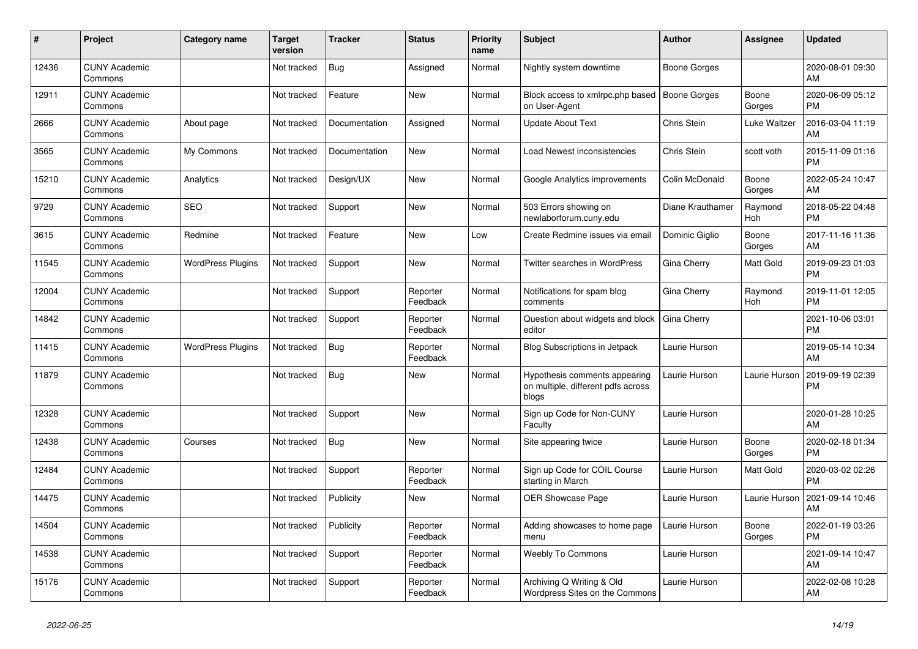| # | Project | Category name | Target version | Tracker | Status | Priority name | Subject | Author | Assignee | Updated |
|---|---|---|---|---|---|---|---|---|---|---|
| 12436 | CUNY Academic Commons | | Not tracked | Bug | Assigned | Normal | Nightly system downtime | Boone Gorges | | 2020-08-01 09:30 AM |
| 12911 | CUNY Academic Commons | | Not tracked | Feature | New | Normal | Block access to xmlrpc.php based on User-Agent | Boone Gorges | Boone Gorges | 2020-06-09 05:12 PM |
| 2666 | CUNY Academic Commons | About page | Not tracked | Documentation | Assigned | Normal | Update About Text | Chris Stein | Luke Waltzer | 2016-03-04 11:19 AM |
| 3565 | CUNY Academic Commons | My Commons | Not tracked | Documentation | New | Normal | Load Newest inconsistencies | Chris Stein | scott voth | 2015-11-09 01:16 PM |
| 15210 | CUNY Academic Commons | Analytics | Not tracked | Design/UX | New | Normal | Google Analytics improvements | Colin McDonald | Boone Gorges | 2022-05-24 10:47 AM |
| 9729 | CUNY Academic Commons | SEO | Not tracked | Support | New | Normal | 503 Errors showing on newlaborforum.cuny.edu | Diane Krauthamer | Raymond Hoh | 2018-05-22 04:48 PM |
| 3615 | CUNY Academic Commons | Redmine | Not tracked | Feature | New | Low | Create Redmine issues via email | Dominic Giglio | Boone Gorges | 2017-11-16 11:36 AM |
| 11545 | CUNY Academic Commons | WordPress Plugins | Not tracked | Support | New | Normal | Twitter searches in WordPress | Gina Cherry | Matt Gold | 2019-09-23 01:03 PM |
| 12004 | CUNY Academic Commons | | Not tracked | Support | Reporter Feedback | Normal | Notifications for spam blog comments | Gina Cherry | Raymond Hoh | 2019-11-01 12:05 PM |
| 14842 | CUNY Academic Commons | | Not tracked | Support | Reporter Feedback | Normal | Question about widgets and block editor | Gina Cherry | | 2021-10-06 03:01 PM |
| 11415 | CUNY Academic Commons | WordPress Plugins | Not tracked | Bug | Reporter Feedback | Normal | Blog Subscriptions in Jetpack | Laurie Hurson | | 2019-05-14 10:34 AM |
| 11879 | CUNY Academic Commons | | Not tracked | Bug | New | Normal | Hypothesis comments appearing on multiple, different pdfs across blogs | Laurie Hurson | Laurie Hurson | 2019-09-19 02:39 PM |
| 12328 | CUNY Academic Commons | | Not tracked | Support | New | Normal | Sign up Code for Non-CUNY Faculty | Laurie Hurson | | 2020-01-28 10:25 AM |
| 12438 | CUNY Academic Commons | Courses | Not tracked | Bug | New | Normal | Site appearing twice | Laurie Hurson | Boone Gorges | 2020-02-18 01:34 PM |
| 12484 | CUNY Academic Commons | | Not tracked | Support | Reporter Feedback | Normal | Sign up Code for COIL Course starting in March | Laurie Hurson | Matt Gold | 2020-03-02 02:26 PM |
| 14475 | CUNY Academic Commons | | Not tracked | Publicity | New | Normal | OER Showcase Page | Laurie Hurson | Laurie Hurson | 2021-09-14 10:46 AM |
| 14504 | CUNY Academic Commons | | Not tracked | Publicity | Reporter Feedback | Normal | Adding showcases to home page menu | Laurie Hurson | Boone Gorges | 2022-01-19 03:26 PM |
| 14538 | CUNY Academic Commons | | Not tracked | Support | Reporter Feedback | Normal | Weebly To Commons | Laurie Hurson | | 2021-09-14 10:47 AM |
| 15176 | CUNY Academic Commons | | Not tracked | Support | Reporter Feedback | Normal | Archiving Q Writing & Old Wordpress Sites on the Commons | Laurie Hurson | | 2022-02-08 10:28 AM |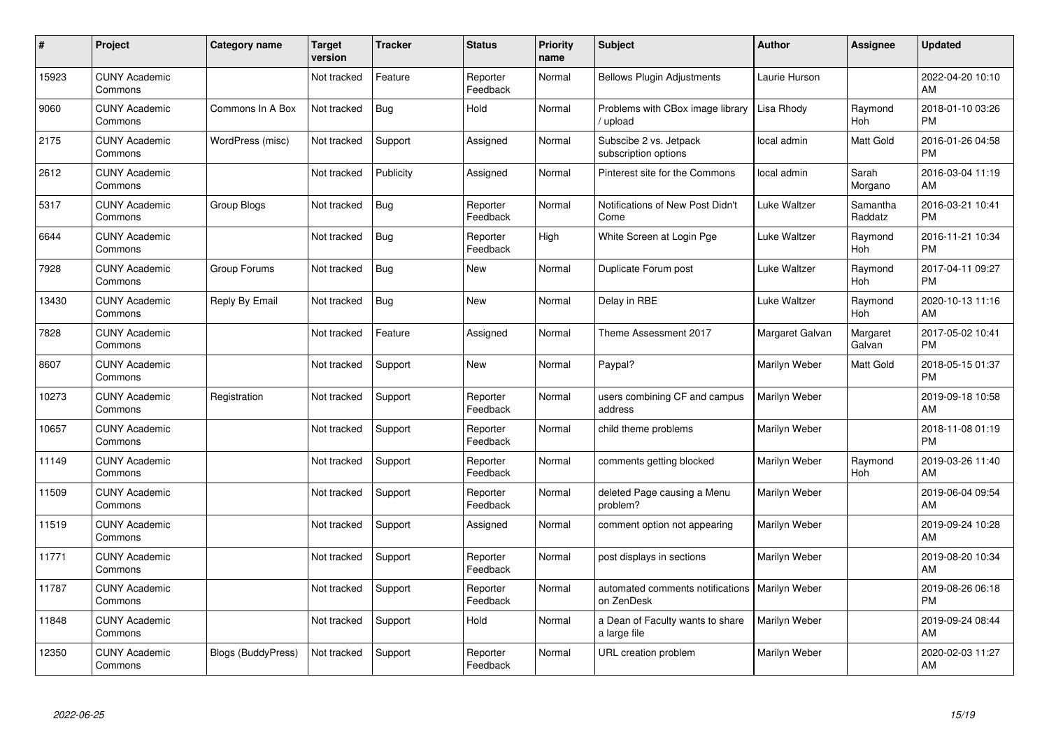| # | Project | Category name | Target version | Tracker | Status | Priority name | Subject | Author | Assignee | Updated |
|---|---|---|---|---|---|---|---|---|---|---|
| 15923 | CUNY Academic Commons | | Not tracked | Feature | Reporter Feedback | Normal | Bellows Plugin Adjustments | Laurie Hurson | | 2022-04-20 10:10 AM |
| 9060 | CUNY Academic Commons | Commons In A Box | Not tracked | Bug | Hold | Normal | Problems with CBox image library / upload | Lisa Rhody | Raymond Hoh | 2018-01-10 03:26 PM |
| 2175 | CUNY Academic Commons | WordPress (misc) | Not tracked | Support | Assigned | Normal | Subscibe 2 vs. Jetpack subscription options | local admin | Matt Gold | 2016-01-26 04:58 PM |
| 2612 | CUNY Academic Commons | | Not tracked | Publicity | Assigned | Normal | Pinterest site for the Commons | local admin | Sarah Morgano | 2016-03-04 11:19 AM |
| 5317 | CUNY Academic Commons | Group Blogs | Not tracked | Bug | Reporter Feedback | Normal | Notifications of New Post Didn't Come | Luke Waltzer | Samantha Raddatz | 2016-03-21 10:41 PM |
| 6644 | CUNY Academic Commons | | Not tracked | Bug | Reporter Feedback | High | White Screen at Login Pge | Luke Waltzer | Raymond Hoh | 2016-11-21 10:34 PM |
| 7928 | CUNY Academic Commons | Group Forums | Not tracked | Bug | New | Normal | Duplicate Forum post | Luke Waltzer | Raymond Hoh | 2017-04-11 09:27 PM |
| 13430 | CUNY Academic Commons | Reply By Email | Not tracked | Bug | New | Normal | Delay in RBE | Luke Waltzer | Raymond Hoh | 2020-10-13 11:16 AM |
| 7828 | CUNY Academic Commons | | Not tracked | Feature | Assigned | Normal | Theme Assessment 2017 | Margaret Galvan | Margaret Galvan | 2017-05-02 10:41 PM |
| 8607 | CUNY Academic Commons | | Not tracked | Support | New | Normal | Paypal? | Marilyn Weber | Matt Gold | 2018-05-15 01:37 PM |
| 10273 | CUNY Academic Commons | Registration | Not tracked | Support | Reporter Feedback | Normal | users combining CF and campus address | Marilyn Weber | | 2019-09-18 10:58 AM |
| 10657 | CUNY Academic Commons | | Not tracked | Support | Reporter Feedback | Normal | child theme problems | Marilyn Weber | | 2018-11-08 01:19 PM |
| 11149 | CUNY Academic Commons | | Not tracked | Support | Reporter Feedback | Normal | comments getting blocked | Marilyn Weber | Raymond Hoh | 2019-03-26 11:40 AM |
| 11509 | CUNY Academic Commons | | Not tracked | Support | Reporter Feedback | Normal | deleted Page causing a Menu problem? | Marilyn Weber | | 2019-06-04 09:54 AM |
| 11519 | CUNY Academic Commons | | Not tracked | Support | Assigned | Normal | comment option not appearing | Marilyn Weber | | 2019-09-24 10:28 AM |
| 11771 | CUNY Academic Commons | | Not tracked | Support | Reporter Feedback | Normal | post displays in sections | Marilyn Weber | | 2019-08-20 10:34 AM |
| 11787 | CUNY Academic Commons | | Not tracked | Support | Reporter Feedback | Normal | automated comments notifications on ZenDesk | Marilyn Weber | | 2019-08-26 06:18 PM |
| 11848 | CUNY Academic Commons | | Not tracked | Support | Hold | Normal | a Dean of Faculty wants to share a large file | Marilyn Weber | | 2019-09-24 08:44 AM |
| 12350 | CUNY Academic Commons | Blogs (BuddyPress) | Not tracked | Support | Reporter Feedback | Normal | URL creation problem | Marilyn Weber | | 2020-02-03 11:27 AM |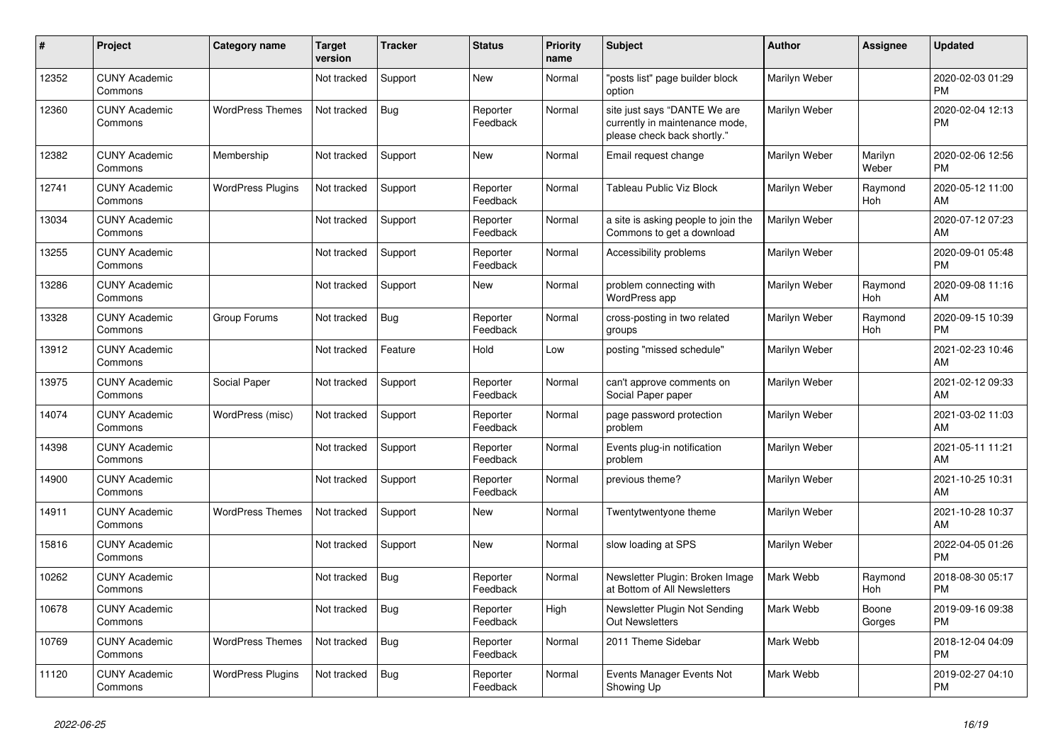| # | Project | Category name | Target version | Tracker | Status | Priority name | Subject | Author | Assignee | Updated |
|---|---|---|---|---|---|---|---|---|---|---|
| 12352 | CUNY Academic Commons | | Not tracked | Support | New | Normal | "posts list" page builder block option | Marilyn Weber | | 2020-02-03 01:29 PM |
| 12360 | CUNY Academic Commons | WordPress Themes | Not tracked | Bug | Reporter Feedback | Normal | site just says "DANTE We are currently in maintenance mode, please check back shortly." | Marilyn Weber | | 2020-02-04 12:13 PM |
| 12382 | CUNY Academic Commons | Membership | Not tracked | Support | New | Normal | Email request change | Marilyn Weber | Marilyn Weber | 2020-02-06 12:56 PM |
| 12741 | CUNY Academic Commons | WordPress Plugins | Not tracked | Support | Reporter Feedback | Normal | Tableau Public Viz Block | Marilyn Weber | Raymond Hoh | 2020-05-12 11:00 AM |
| 13034 | CUNY Academic Commons | | Not tracked | Support | Reporter Feedback | Normal | a site is asking people to join the Commons to get a download | Marilyn Weber | | 2020-07-12 07:23 AM |
| 13255 | CUNY Academic Commons | | Not tracked | Support | Reporter Feedback | Normal | Accessibility problems | Marilyn Weber | | 2020-09-01 05:48 PM |
| 13286 | CUNY Academic Commons | | Not tracked | Support | New | Normal | problem connecting with WordPress app | Marilyn Weber | Raymond Hoh | 2020-09-08 11:16 AM |
| 13328 | CUNY Academic Commons | Group Forums | Not tracked | Bug | Reporter Feedback | Normal | cross-posting in two related groups | Marilyn Weber | Raymond Hoh | 2020-09-15 10:39 PM |
| 13912 | CUNY Academic Commons | | Not tracked | Feature | Hold | Low | posting "missed schedule" | Marilyn Weber | | 2021-02-23 10:46 AM |
| 13975 | CUNY Academic Commons | Social Paper | Not tracked | Support | Reporter Feedback | Normal | can't approve comments on Social Paper paper | Marilyn Weber | | 2021-02-12 09:33 AM |
| 14074 | CUNY Academic Commons | WordPress (misc) | Not tracked | Support | Reporter Feedback | Normal | page password protection problem | Marilyn Weber | | 2021-03-02 11:03 AM |
| 14398 | CUNY Academic Commons | | Not tracked | Support | Reporter Feedback | Normal | Events plug-in notification problem | Marilyn Weber | | 2021-05-11 11:21 AM |
| 14900 | CUNY Academic Commons | | Not tracked | Support | Reporter Feedback | Normal | previous theme? | Marilyn Weber | | 2021-10-25 10:31 AM |
| 14911 | CUNY Academic Commons | WordPress Themes | Not tracked | Support | New | Normal | Twentytwentyone theme | Marilyn Weber | | 2021-10-28 10:37 AM |
| 15816 | CUNY Academic Commons | | Not tracked | Support | New | Normal | slow loading at SPS | Marilyn Weber | | 2022-04-05 01:26 PM |
| 10262 | CUNY Academic Commons | | Not tracked | Bug | Reporter Feedback | Normal | Newsletter Plugin: Broken Image at Bottom of All Newsletters | Mark Webb | Raymond Hoh | 2018-08-30 05:17 PM |
| 10678 | CUNY Academic Commons | | Not tracked | Bug | Reporter Feedback | High | Newsletter Plugin Not Sending Out Newsletters | Mark Webb | Boone Gorges | 2019-09-16 09:38 PM |
| 10769 | CUNY Academic Commons | WordPress Themes | Not tracked | Bug | Reporter Feedback | Normal | 2011 Theme Sidebar | Mark Webb | | 2018-12-04 04:09 PM |
| 11120 | CUNY Academic Commons | WordPress Plugins | Not tracked | Bug | Reporter Feedback | Normal | Events Manager Events Not Showing Up | Mark Webb | | 2019-02-27 04:10 PM |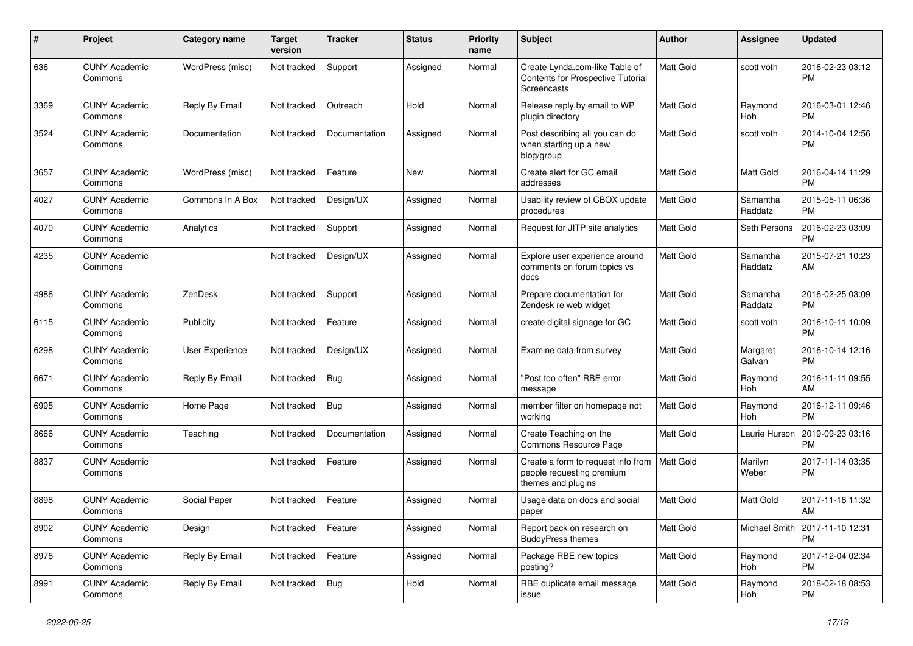| # | Project | Category name | Target version | Tracker | Status | Priority name | Subject | Author | Assignee | Updated |
|---|---|---|---|---|---|---|---|---|---|---|
| 636 | CUNY Academic Commons | WordPress (misc) | Not tracked | Support | Assigned | Normal | Create Lynda.com-like Table of Contents for Prospective Tutorial Screencasts | Matt Gold | scott voth | 2016-02-23 03:12 PM |
| 3369 | CUNY Academic Commons | Reply By Email | Not tracked | Outreach | Hold | Normal | Release reply by email to WP plugin directory | Matt Gold | Raymond Hoh | 2016-03-01 12:46 PM |
| 3524 | CUNY Academic Commons | Documentation | Not tracked | Documentation | Assigned | Normal | Post describing all you can do when starting up a new blog/group | Matt Gold | scott voth | 2014-10-04 12:56 PM |
| 3657 | CUNY Academic Commons | WordPress (misc) | Not tracked | Feature | New | Normal | Create alert for GC email addresses | Matt Gold | Matt Gold | 2016-04-14 11:29 PM |
| 4027 | CUNY Academic Commons | Commons In A Box | Not tracked | Design/UX | Assigned | Normal | Usability review of CBOX update procedures | Matt Gold | Samantha Raddatz | 2015-05-11 06:36 PM |
| 4070 | CUNY Academic Commons | Analytics | Not tracked | Support | Assigned | Normal | Request for JITP site analytics | Matt Gold | Seth Persons | 2016-02-23 03:09 PM |
| 4235 | CUNY Academic Commons | | Not tracked | Design/UX | Assigned | Normal | Explore user experience around comments on forum topics vs docs | Matt Gold | Samantha Raddatz | 2015-07-21 10:23 AM |
| 4986 | CUNY Academic Commons | ZenDesk | Not tracked | Support | Assigned | Normal | Prepare documentation for Zendesk re web widget | Matt Gold | Samantha Raddatz | 2016-02-25 03:09 PM |
| 6115 | CUNY Academic Commons | Publicity | Not tracked | Feature | Assigned | Normal | create digital signage for GC | Matt Gold | scott voth | 2016-10-11 10:09 PM |
| 6298 | CUNY Academic Commons | User Experience | Not tracked | Design/UX | Assigned | Normal | Examine data from survey | Matt Gold | Margaret Galvan | 2016-10-14 12:16 PM |
| 6671 | CUNY Academic Commons | Reply By Email | Not tracked | Bug | Assigned | Normal | "Post too often" RBE error message | Matt Gold | Raymond Hoh | 2016-11-11 09:55 AM |
| 6995 | CUNY Academic Commons | Home Page | Not tracked | Bug | Assigned | Normal | member filter on homepage not working | Matt Gold | Raymond Hoh | 2016-12-11 09:46 PM |
| 8666 | CUNY Academic Commons | Teaching | Not tracked | Documentation | Assigned | Normal | Create Teaching on the Commons Resource Page | Matt Gold | Laurie Hurson | 2019-09-23 03:16 PM |
| 8837 | CUNY Academic Commons | | Not tracked | Feature | Assigned | Normal | Create a form to request info from people requesting premium themes and plugins | Matt Gold | Marilyn Weber | 2017-11-14 03:35 PM |
| 8898 | CUNY Academic Commons | Social Paper | Not tracked | Feature | Assigned | Normal | Usage data on docs and social paper | Matt Gold | Matt Gold | 2017-11-16 11:32 AM |
| 8902 | CUNY Academic Commons | Design | Not tracked | Feature | Assigned | Normal | Report back on research on BuddyPress themes | Matt Gold | Michael Smith | 2017-11-10 12:31 PM |
| 8976 | CUNY Academic Commons | Reply By Email | Not tracked | Feature | Assigned | Normal | Package RBE new topics posting? | Matt Gold | Raymond Hoh | 2017-12-04 02:34 PM |
| 8991 | CUNY Academic Commons | Reply By Email | Not tracked | Bug | Hold | Normal | RBE duplicate email message issue | Matt Gold | Raymond Hoh | 2018-02-18 08:53 PM |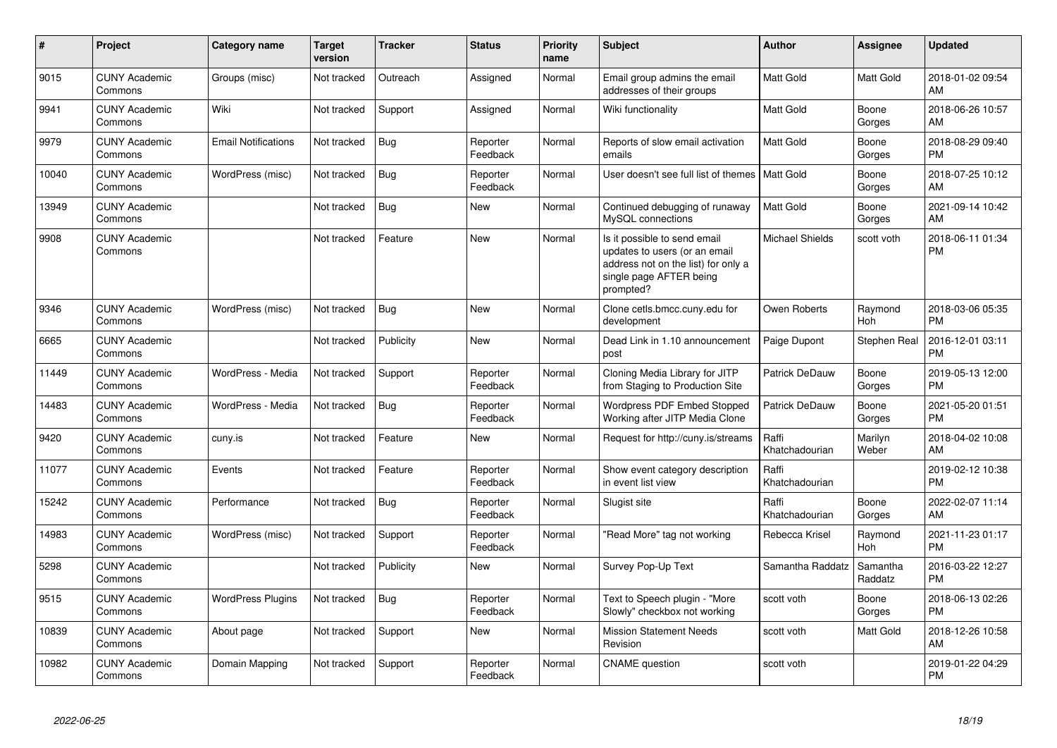| # | Project | Category name | Target version | Tracker | Status | Priority name | Subject | Author | Assignee | Updated |
|---|---|---|---|---|---|---|---|---|---|---|
| 9015 | CUNY Academic Commons | Groups (misc) | Not tracked | Outreach | Assigned | Normal | Email group admins the email addresses of their groups | Matt Gold | Matt Gold | 2018-01-02 09:54 AM |
| 9941 | CUNY Academic Commons | Wiki | Not tracked | Support | Assigned | Normal | Wiki functionality | Matt Gold | Boone Gorges | 2018-06-26 10:57 AM |
| 9979 | CUNY Academic Commons | Email Notifications | Not tracked | Bug | Reporter Feedback | Normal | Reports of slow email activation emails | Matt Gold | Boone Gorges | 2018-08-29 09:40 PM |
| 10040 | CUNY Academic Commons | WordPress (misc) | Not tracked | Bug | Reporter Feedback | Normal | User doesn't see full list of themes | Matt Gold | Boone Gorges | 2018-07-25 10:12 AM |
| 13949 | CUNY Academic Commons | | Not tracked | Bug | New | Normal | Continued debugging of runaway MySQL connections | Matt Gold | Boone Gorges | 2021-09-14 10:42 AM |
| 9908 | CUNY Academic Commons | | Not tracked | Feature | New | Normal | Is it possible to send email updates to users (or an email address not on the list) for only a single page AFTER being prompted? | Michael Shields | scott voth | 2018-06-11 01:34 PM |
| 9346 | CUNY Academic Commons | WordPress (misc) | Not tracked | Bug | New | Normal | Clone cetls.bmcc.cuny.edu for development | Owen Roberts | Raymond Hoh | 2018-03-06 05:35 PM |
| 6665 | CUNY Academic Commons | | Not tracked | Publicity | New | Normal | Dead Link in 1.10 announcement post | Paige Dupont | Stephen Real | 2016-12-01 03:11 PM |
| 11449 | CUNY Academic Commons | WordPress - Media | Not tracked | Support | Reporter Feedback | Normal | Cloning Media Library for JITP from Staging to Production Site | Patrick DeDauw | Boone Gorges | 2019-05-13 12:00 PM |
| 14483 | CUNY Academic Commons | WordPress - Media | Not tracked | Bug | Reporter Feedback | Normal | Wordpress PDF Embed Stopped Working after JITP Media Clone | Patrick DeDauw | Boone Gorges | 2021-05-20 01:51 PM |
| 9420 | CUNY Academic Commons | cuny.is | Not tracked | Feature | New | Normal | Request for http://cuny.is/streams | Raffi Khatchadourian | Marilyn Weber | 2018-04-02 10:08 AM |
| 11077 | CUNY Academic Commons | Events | Not tracked | Feature | Reporter Feedback | Normal | Show event category description in event list view | Raffi Khatchadourian | | 2019-02-12 10:38 PM |
| 15242 | CUNY Academic Commons | Performance | Not tracked | Bug | Reporter Feedback | Normal | Slugist site | Raffi Khatchadourian | Boone Gorges | 2022-02-07 11:14 AM |
| 14983 | CUNY Academic Commons | WordPress (misc) | Not tracked | Support | Reporter Feedback | Normal | "Read More" tag not working | Rebecca Krisel | Raymond Hoh | 2021-11-23 01:17 PM |
| 5298 | CUNY Academic Commons | | Not tracked | Publicity | New | Normal | Survey Pop-Up Text | Samantha Raddatz | Samantha Raddatz | 2016-03-22 12:27 PM |
| 9515 | CUNY Academic Commons | WordPress Plugins | Not tracked | Bug | Reporter Feedback | Normal | Text to Speech plugin - "More Slowly" checkbox not working | scott voth | Boone Gorges | 2018-06-13 02:26 PM |
| 10839 | CUNY Academic Commons | About page | Not tracked | Support | New | Normal | Mission Statement Needs Revision | scott voth | Matt Gold | 2018-12-26 10:58 AM |
| 10982 | CUNY Academic Commons | Domain Mapping | Not tracked | Support | Reporter Feedback | Normal | CNAME question | scott voth | | 2019-01-22 04:29 PM |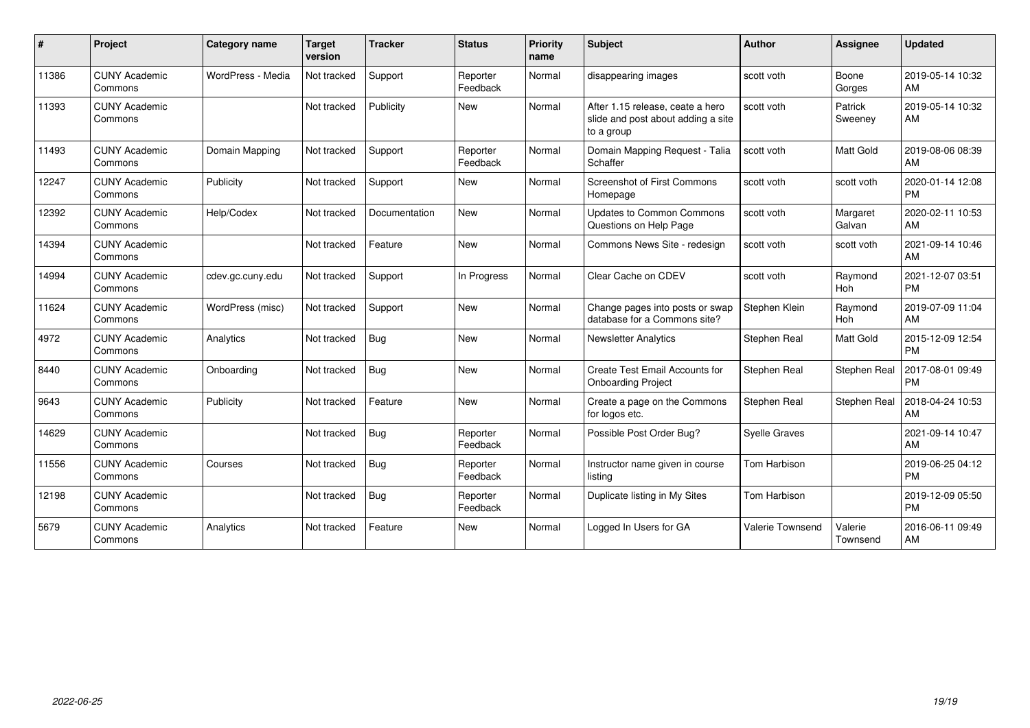| # | Project | Category name | Target version | Tracker | Status | Priority name | Subject | Author | Assignee | Updated |
|---|---|---|---|---|---|---|---|---|---|---|
| 11386 | CUNY Academic Commons | WordPress - Media | Not tracked | Support | Reporter Feedback | Normal | disappearing images | scott voth | Boone Gorges | 2019-05-14 10:32 AM |
| 11393 | CUNY Academic Commons | | Not tracked | Publicity | New | Normal | After 1.15 release, ceate a hero slide and post about adding a site to a group | scott voth | Patrick Sweeney | 2019-05-14 10:32 AM |
| 11493 | CUNY Academic Commons | Domain Mapping | Not tracked | Support | Reporter Feedback | Normal | Domain Mapping Request - Talia Schaffer | scott voth | Matt Gold | 2019-08-06 08:39 AM |
| 12247 | CUNY Academic Commons | Publicity | Not tracked | Support | New | Normal | Screenshot of First Commons Homepage | scott voth | scott voth | 2020-01-14 12:08 PM |
| 12392 | CUNY Academic Commons | Help/Codex | Not tracked | Documentation | New | Normal | Updates to Common Commons Questions on Help Page | scott voth | Margaret Galvan | 2020-02-11 10:53 AM |
| 14394 | CUNY Academic Commons | | Not tracked | Feature | New | Normal | Commons News Site - redesign | scott voth | scott voth | 2021-09-14 10:46 AM |
| 14994 | CUNY Academic Commons | cdev.gc.cuny.edu | Not tracked | Support | In Progress | Normal | Clear Cache on CDEV | scott voth | Raymond Hoh | 2021-12-07 03:51 PM |
| 11624 | CUNY Academic Commons | WordPress (misc) | Not tracked | Support | New | Normal | Change pages into posts or swap database for a Commons site? | Stephen Klein | Raymond Hoh | 2019-07-09 11:04 AM |
| 4972 | CUNY Academic Commons | Analytics | Not tracked | Bug | New | Normal | Newsletter Analytics | Stephen Real | Matt Gold | 2015-12-09 12:54 PM |
| 8440 | CUNY Academic Commons | Onboarding | Not tracked | Bug | New | Normal | Create Test Email Accounts for Onboarding Project | Stephen Real | Stephen Real | 2017-08-01 09:49 PM |
| 9643 | CUNY Academic Commons | Publicity | Not tracked | Feature | New | Normal | Create a page on the Commons for logos etc. | Stephen Real | Stephen Real | 2018-04-24 10:53 AM |
| 14629 | CUNY Academic Commons | | Not tracked | Bug | Reporter Feedback | Normal | Possible Post Order Bug? | Syelle Graves | | 2021-09-14 10:47 AM |
| 11556 | CUNY Academic Commons | Courses | Not tracked | Bug | Reporter Feedback | Normal | Instructor name given in course listing | Tom Harbison | | 2019-06-25 04:12 PM |
| 12198 | CUNY Academic Commons | | Not tracked | Bug | Reporter Feedback | Normal | Duplicate listing in My Sites | Tom Harbison | | 2019-12-09 05:50 PM |
| 5679 | CUNY Academic Commons | Analytics | Not tracked | Feature | New | Normal | Logged In Users for GA | Valerie Townsend | Valerie Townsend | 2016-06-11 09:49 AM |